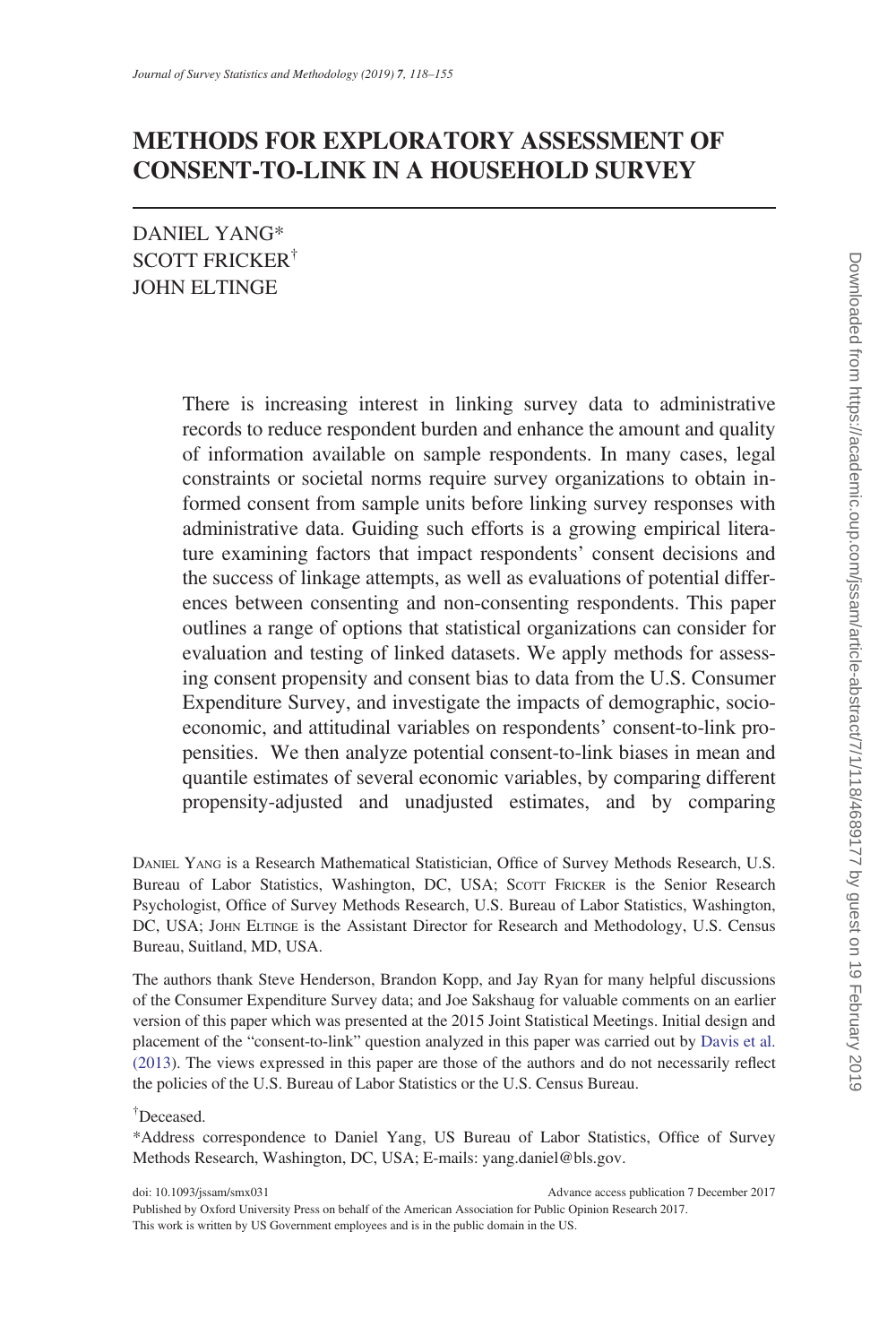# METHODS FOR EXPLORATORY ASSESSMENT OF CONSENT-TO-LINK IN A HOUSEHOLD SURVEY

DANIEL YANG*
SCOTT FRICKER[†]
JOHN ELTINGE

There is increasing interest in linking survey data to administrative records to reduce respondent burden and enhance the amount and quality of information available on sample respondents. In many cases, legal constraints or societal norms require survey organizations to obtain informed consent from sample units before linking survey responses with administrative data. Guiding such efforts is a growing empirical literature examining factors that impact respondents' consent decisions and the success of linkage attempts, as well as evaluations of potential differences between consenting and non-consenting respondents. This paper outlines a range of options that statistical organizations can consider for evaluation and testing of linked datasets. We apply methods for assessing consent propensity and consent bias to data from the U.S. Consumer Expenditure Survey, and investigate the impacts of demographic, socioeconomic, and attitudinal variables on respondents' consent-to-link propensities. We then analyze potential consent-to-link biases in mean and quantile estimates of several economic variables, by comparing different propensity-adjusted and unadjusted estimates, and by comparing

DANIEL YANG is a Research Mathematical Statistician, Office of Survey Methods Research, U.S. Bureau of Labor Statistics, Washington, DC, USA; SCOTT FRICKER is the Senior Research Psychologist, Office of Survey Methods Research, U.S. Bureau of Labor Statistics, Washington, DC, USA; JOHN ELTINGE is the Assistant Director for Research and Methodology, U.S. Census Bureau, Suitland, MD, USA.

The authors thank Steve Henderson, Brandon Kopp, and Jay Ryan for many helpful discussions of the Consumer Expenditure Survey data; and Joe Sakshaug for valuable comments on an earlier version of this paper which was presented at the 2015 Joint Statistical Meetings. Initial design and placement of the "consent-to-link" question analyzed in this paper was carried out by Davis et al. (2013). The views expressed in this paper are those of the authors and do not necessarily reflect the policies of the U.S. Bureau of Labor Statistics or the U.S. Census Bureau.

[†]Deceased.

*Address correspondence to Daniel Yang, US Bureau of Labor Statistics, Office of Survey Methods Research, Washington, DC, USA; E-mails: yang.daniel@bls.gov.

doi: 10.1093/jssam/smx031 Advance access publication 7 December 2017
Published by Oxford University Press on behalf of the American Association for Public Opinion Research 2017.
This work is written by US Government employees and is in the public domain in the US.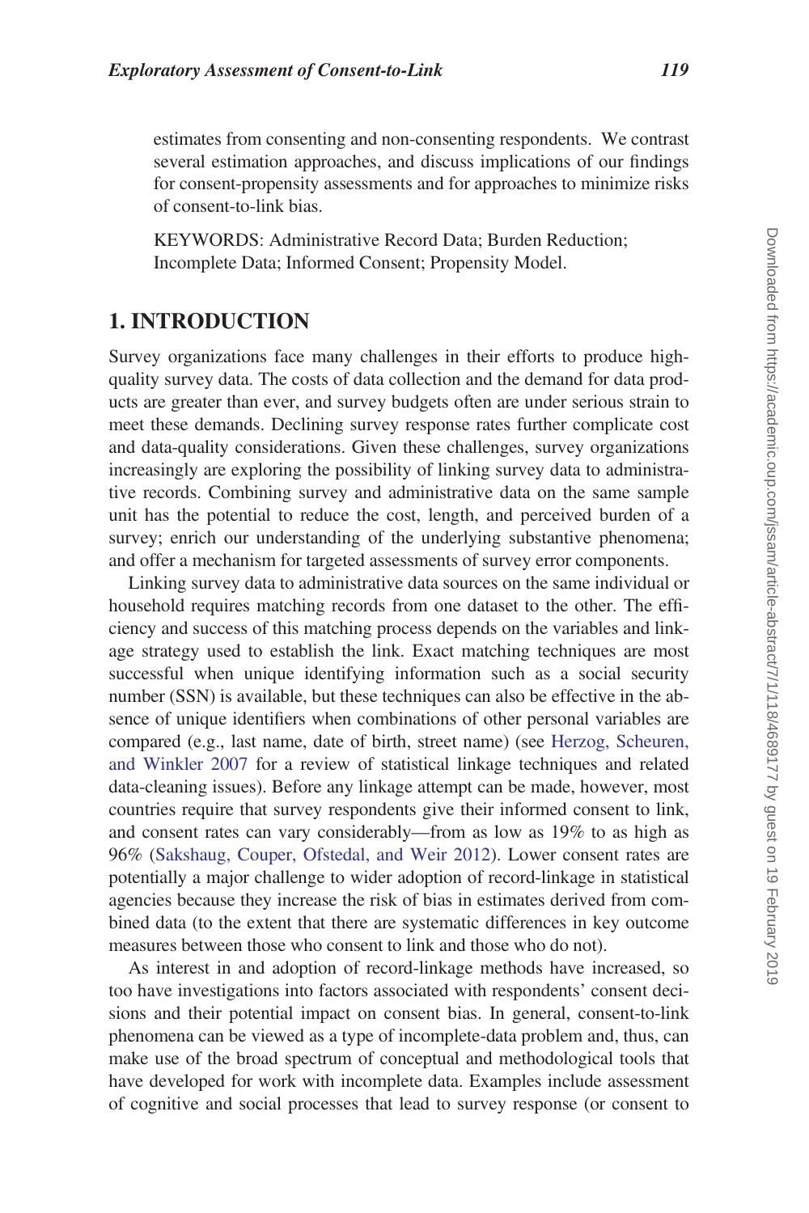estimates from consenting and non-consenting respondents. We contrast several estimation approaches, and discuss implications of our findings for consent-propensity assessments and for approaches to minimize risks of consent-to-link bias.

KEYWORDS: Administrative Record Data; Burden Reduction; Incomplete Data; Informed Consent; Propensity Model.

## 1. INTRODUCTION

Survey organizations face many challenges in their efforts to produce high-quality survey data. The costs of data collection and the demand for data products are greater than ever, and survey budgets often are under serious strain to meet these demands. Declining survey response rates further complicate cost and data-quality considerations. Given these challenges, survey organizations increasingly are exploring the possibility of linking survey data to administrative records. Combining survey and administrative data on the same sample unit has the potential to reduce the cost, length, and perceived burden of a survey; enrich our understanding of the underlying substantive phenomena; and offer a mechanism for targeted assessments of survey error components.

Linking survey data to administrative data sources on the same individual or household requires matching records from one dataset to the other. The efficiency and success of this matching process depends on the variables and linkage strategy used to establish the link. Exact matching techniques are most successful when unique identifying information such as a social security number (SSN) is available, but these techniques can also be effective in the absence of unique identifiers when combinations of other personal variables are compared (e.g., last name, date of birth, street name) (see Herzog, Scheuren, and Winkler 2007 for a review of statistical linkage techniques and related data-cleaning issues). Before any linkage attempt can be made, however, most countries require that survey respondents give their informed consent to link, and consent rates can vary considerably—from as low as 19% to as high as 96% (Sakshaug, Couper, Ofstedal, and Weir 2012). Lower consent rates are potentially a major challenge to wider adoption of record-linkage in statistical agencies because they increase the risk of bias in estimates derived from combined data (to the extent that there are systematic differences in key outcome measures between those who consent to link and those who do not).

As interest in and adoption of record-linkage methods have increased, so too have investigations into factors associated with respondents' consent decisions and their potential impact on consent bias. In general, consent-to-link phenomena can be viewed as a type of incomplete-data problem and, thus, can make use of the broad spectrum of conceptual and methodological tools that have developed for work with incomplete data. Examples include assessment of cognitive and social processes that lead to survey response (or consent to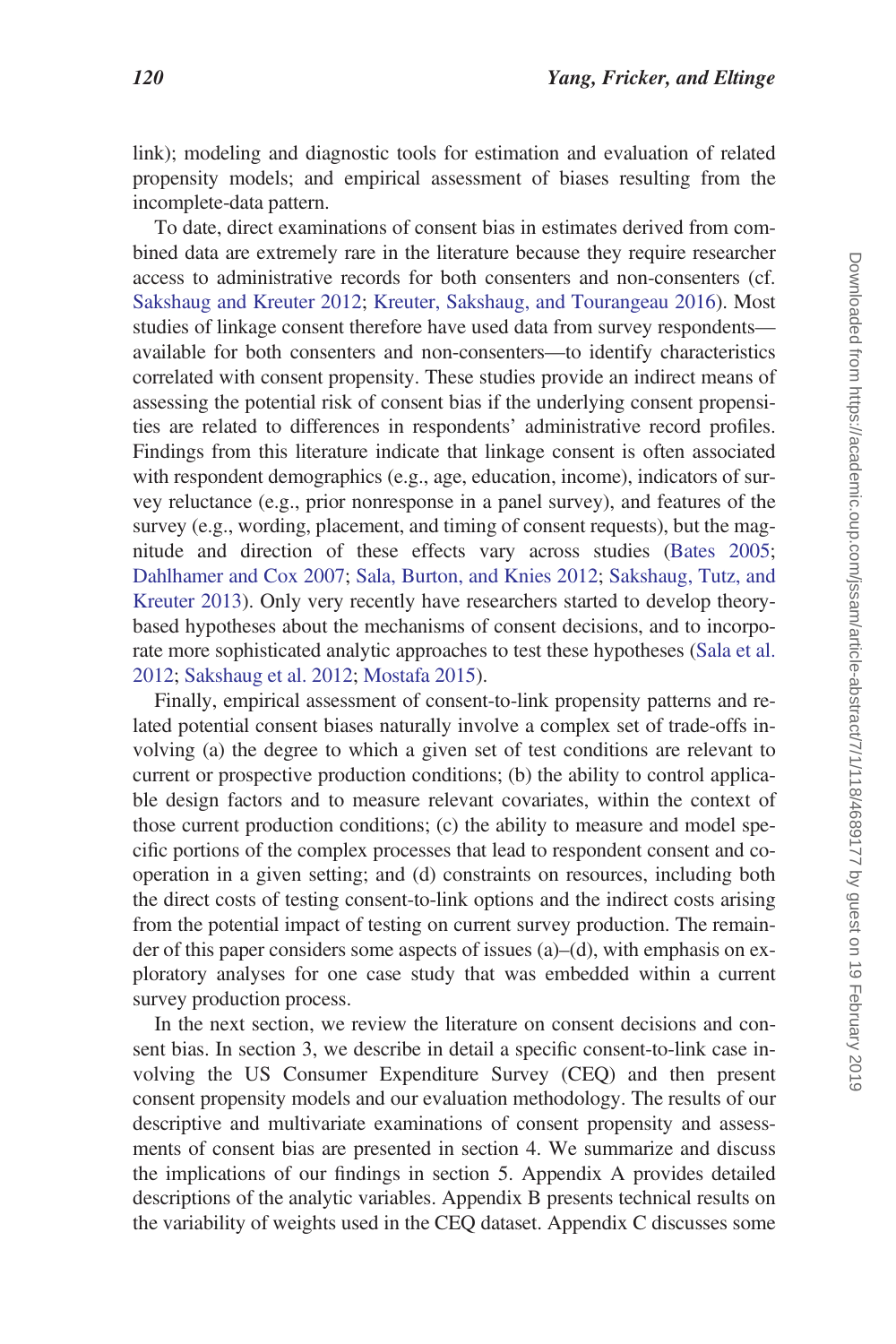link); modeling and diagnostic tools for estimation and evaluation of related propensity models; and empirical assessment of biases resulting from the incomplete-data pattern.

To date, direct examinations of consent bias in estimates derived from combined data are extremely rare in the literature because they require researcher access to administrative records for both consenters and non-consenters (cf. Sakshaug and Kreuter 2012; Kreuter, Sakshaug, and Tourangeau 2016). Most studies of linkage consent therefore have used data from survey respondents—available for both consenters and non-consenters—to identify characteristics correlated with consent propensity. These studies provide an indirect means of assessing the potential risk of consent bias if the underlying consent propensities are related to differences in respondents' administrative record profiles. Findings from this literature indicate that linkage consent is often associated with respondent demographics (e.g., age, education, income), indicators of survey reluctance (e.g., prior nonresponse in a panel survey), and features of the survey (e.g., wording, placement, and timing of consent requests), but the magnitude and direction of these effects vary across studies (Bates 2005; Dahlhamer and Cox 2007; Sala, Burton, and Knies 2012; Sakshaug, Tutz, and Kreuter 2013). Only very recently have researchers started to develop theory-based hypotheses about the mechanisms of consent decisions, and to incorporate more sophisticated analytic approaches to test these hypotheses (Sala et al. 2012; Sakshaug et al. 2012; Mostafa 2015).

Finally, empirical assessment of consent-to-link propensity patterns and related potential consent biases naturally involve a complex set of trade-offs involving (a) the degree to which a given set of test conditions are relevant to current or prospective production conditions; (b) the ability to control applicable design factors and to measure relevant covariates, within the context of those current production conditions; (c) the ability to measure and model specific portions of the complex processes that lead to respondent consent and cooperation in a given setting; and (d) constraints on resources, including both the direct costs of testing consent-to-link options and the indirect costs arising from the potential impact of testing on current survey production. The remainder of this paper considers some aspects of issues (a)–(d), with emphasis on exploratory analyses for one case study that was embedded within a current survey production process.

In the next section, we review the literature on consent decisions and consent bias. In section 3, we describe in detail a specific consent-to-link case involving the US Consumer Expenditure Survey (CEQ) and then present consent propensity models and our evaluation methodology. The results of our descriptive and multivariate examinations of consent propensity and assessments of consent bias are presented in section 4. We summarize and discuss the implications of our findings in section 5. Appendix A provides detailed descriptions of the analytic variables. Appendix B presents technical results on the variability of weights used in the CEQ dataset. Appendix C discusses some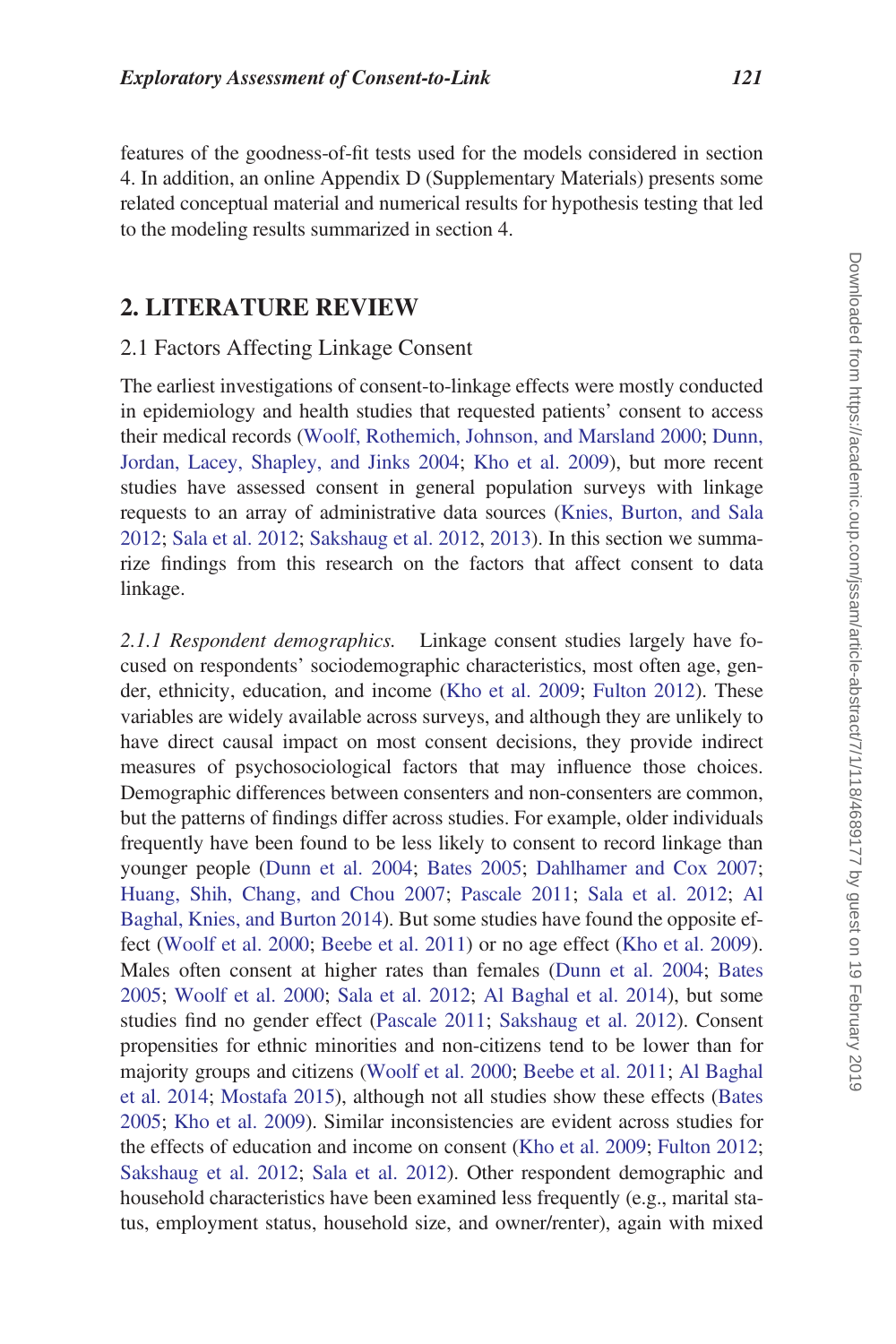features of the goodness-of-fit tests used for the models considered in section 4. In addition, an online Appendix D (Supplementary Materials) presents some related conceptual material and numerical results for hypothesis testing that led to the modeling results summarized in section 4.

## 2. LITERATURE REVIEW

### 2.1 Factors Affecting Linkage Consent

The earliest investigations of consent-to-linkage effects were mostly conducted in epidemiology and health studies that requested patients' consent to access their medical records (Woolf, Rothemich, Johnson, and Marsland 2000; Dunn, Jordan, Lacey, Shapley, and Jinks 2004; Kho et al. 2009), but more recent studies have assessed consent in general population surveys with linkage requests to an array of administrative data sources (Knies, Burton, and Sala 2012; Sala et al. 2012; Sakshaug et al. 2012, 2013). In this section we summarize findings from this research on the factors that affect consent to data linkage.

*2.1.1 Respondent demographics.* Linkage consent studies largely have focused on respondents' sociodemographic characteristics, most often age, gender, ethnicity, education, and income (Kho et al. 2009; Fulton 2012). These variables are widely available across surveys, and although they are unlikely to have direct causal impact on most consent decisions, they provide indirect measures of psychosociological factors that may influence those choices. Demographic differences between consenters and non-consenters are common, but the patterns of findings differ across studies. For example, older individuals frequently have been found to be less likely to consent to record linkage than younger people (Dunn et al. 2004; Bates 2005; Dahlhamer and Cox 2007; Huang, Shih, Chang, and Chou 2007; Pascale 2011; Sala et al. 2012; Al Baghal, Knies, and Burton 2014). But some studies have found the opposite effect (Woolf et al. 2000; Beebe et al. 2011) or no age effect (Kho et al. 2009). Males often consent at higher rates than females (Dunn et al. 2004; Bates 2005; Woolf et al. 2000; Sala et al. 2012; Al Baghal et al. 2014), but some studies find no gender effect (Pascale 2011; Sakshaug et al. 2012). Consent propensities for ethnic minorities and non-citizens tend to be lower than for majority groups and citizens (Woolf et al. 2000; Beebe et al. 2011; Al Baghal et al. 2014; Mostafa 2015), although not all studies show these effects (Bates 2005; Kho et al. 2009). Similar inconsistencies are evident across studies for the effects of education and income on consent (Kho et al. 2009; Fulton 2012; Sakshaug et al. 2012; Sala et al. 2012). Other respondent demographic and household characteristics have been examined less frequently (e.g., marital status, employment status, household size, and owner/renter), again with mixed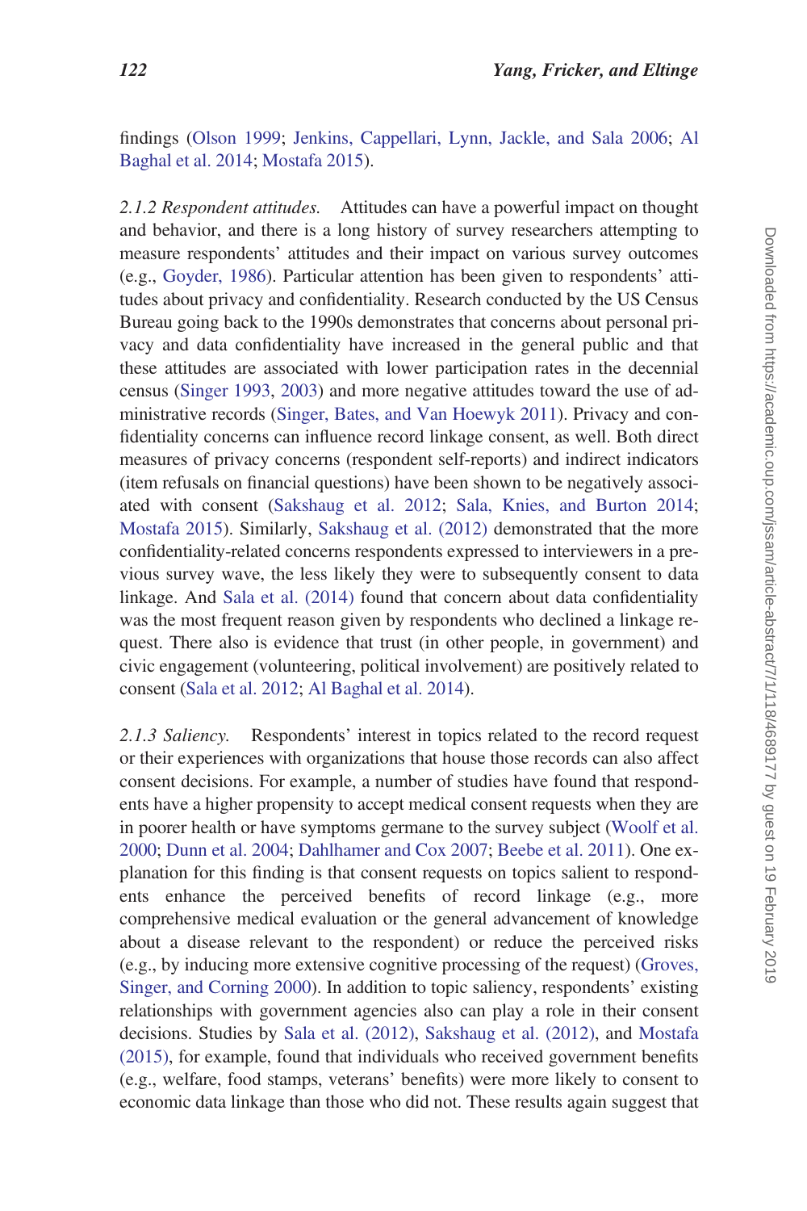findings (Olson 1999; Jenkins, Cappellari, Lynn, Jackle, and Sala 2006; Al Baghal et al. 2014; Mostafa 2015).

*2.1.2 Respondent attitudes.* Attitudes can have a powerful impact on thought and behavior, and there is a long history of survey researchers attempting to measure respondents' attitudes and their impact on various survey outcomes (e.g., Goyder, 1986). Particular attention has been given to respondents' attitudes about privacy and confidentiality. Research conducted by the US Census Bureau going back to the 1990s demonstrates that concerns about personal privacy and data confidentiality have increased in the general public and that these attitudes are associated with lower participation rates in the decennial census (Singer 1993, 2003) and more negative attitudes toward the use of administrative records (Singer, Bates, and Van Hoewyk 2011). Privacy and confidentiality concerns can influence record linkage consent, as well. Both direct measures of privacy concerns (respondent self-reports) and indirect indicators (item refusals on financial questions) have been shown to be negatively associated with consent (Sakshaug et al. 2012; Sala, Knies, and Burton 2014; Mostafa 2015). Similarly, Sakshaug et al. (2012) demonstrated that the more confidentiality-related concerns respondents expressed to interviewers in a previous survey wave, the less likely they were to subsequently consent to data linkage. And Sala et al. (2014) found that concern about data confidentiality was the most frequent reason given by respondents who declined a linkage request. There also is evidence that trust (in other people, in government) and civic engagement (volunteering, political involvement) are positively related to consent (Sala et al. 2012; Al Baghal et al. 2014).

*2.1.3 Saliency.* Respondents' interest in topics related to the record request or their experiences with organizations that house those records can also affect consent decisions. For example, a number of studies have found that respondents have a higher propensity to accept medical consent requests when they are in poorer health or have symptoms germane to the survey subject (Woolf et al. 2000; Dunn et al. 2004; Dahlhamer and Cox 2007; Beebe et al. 2011). One explanation for this finding is that consent requests on topics salient to respondents enhance the perceived benefits of record linkage (e.g., more comprehensive medical evaluation or the general advancement of knowledge about a disease relevant to the respondent) or reduce the perceived risks (e.g., by inducing more extensive cognitive processing of the request) (Groves, Singer, and Corning 2000). In addition to topic saliency, respondents' existing relationships with government agencies also can play a role in their consent decisions. Studies by Sala et al. (2012), Sakshaug et al. (2012), and Mostafa (2015), for example, found that individuals who received government benefits (e.g., welfare, food stamps, veterans' benefits) were more likely to consent to economic data linkage than those who did not. These results again suggest that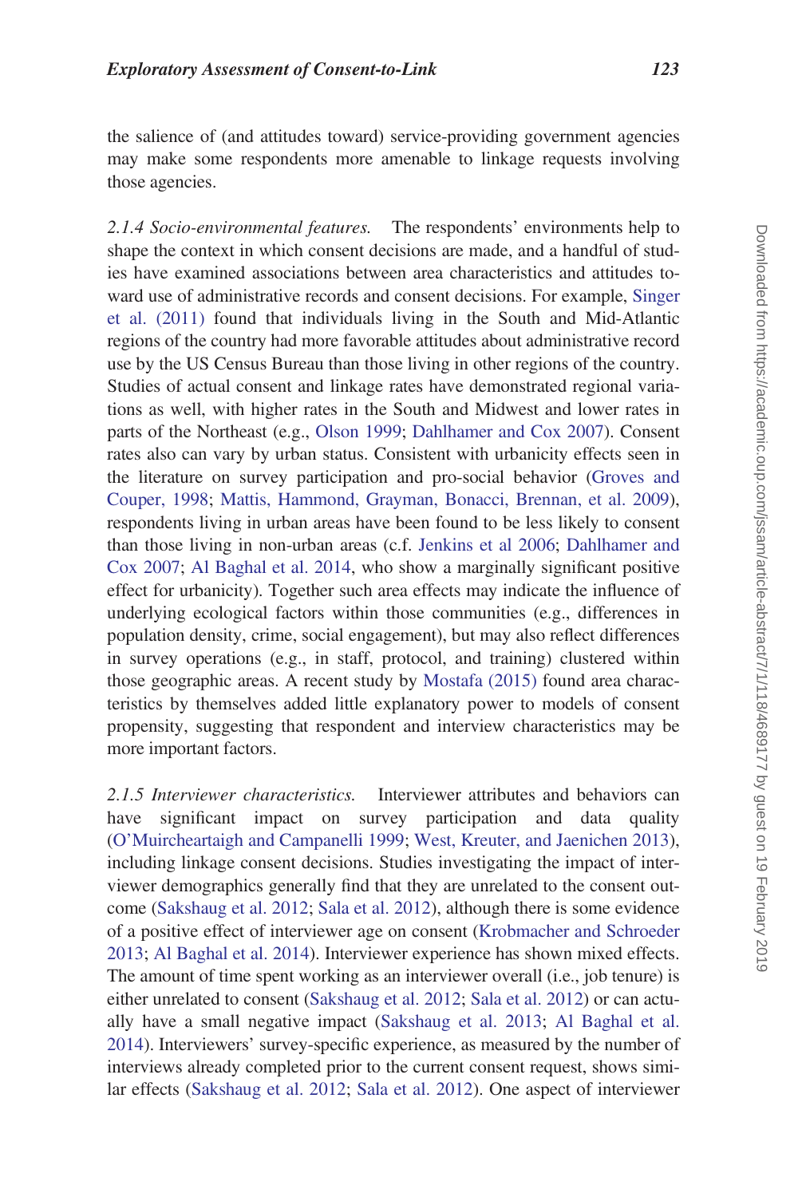the salience of (and attitudes toward) service-providing government agencies may make some respondents more amenable to linkage requests involving those agencies.

*2.1.4 Socio-environmental features.* The respondents' environments help to shape the context in which consent decisions are made, and a handful of studies have examined associations between area characteristics and attitudes toward use of administrative records and consent decisions. For example, Singer et al. (2011) found that individuals living in the South and Mid-Atlantic regions of the country had more favorable attitudes about administrative record use by the US Census Bureau than those living in other regions of the country. Studies of actual consent and linkage rates have demonstrated regional variations as well, with higher rates in the South and Midwest and lower rates in parts of the Northeast (e.g., Olson 1999; Dahlhamer and Cox 2007). Consent rates also can vary by urban status. Consistent with urbanicity effects seen in the literature on survey participation and pro-social behavior (Groves and Couper, 1998; Mattis, Hammond, Grayman, Bonacci, Brennan, et al. 2009), respondents living in urban areas have been found to be less likely to consent than those living in non-urban areas (c.f. Jenkins et al 2006; Dahlhamer and Cox 2007; Al Baghal et al. 2014, who show a marginally significant positive effect for urbanicity). Together such area effects may indicate the influence of underlying ecological factors within those communities (e.g., differences in population density, crime, social engagement), but may also reflect differences in survey operations (e.g., in staff, protocol, and training) clustered within those geographic areas. A recent study by Mostafa (2015) found area characteristics by themselves added little explanatory power to models of consent propensity, suggesting that respondent and interview characteristics may be more important factors.

*2.1.5 Interviewer characteristics.* Interviewer attributes and behaviors can have significant impact on survey participation and data quality (O'Muircheartaigh and Campanelli 1999; West, Kreuter, and Jaenichen 2013), including linkage consent decisions. Studies investigating the impact of interviewer demographics generally find that they are unrelated to the consent outcome (Sakshaug et al. 2012; Sala et al. 2012), although there is some evidence of a positive effect of interviewer age on consent (Krobmacher and Schroeder 2013; Al Baghal et al. 2014). Interviewer experience has shown mixed effects. The amount of time spent working as an interviewer overall (i.e., job tenure) is either unrelated to consent (Sakshaug et al. 2012; Sala et al. 2012) or can actually have a small negative impact (Sakshaug et al. 2013; Al Baghal et al. 2014). Interviewers' survey-specific experience, as measured by the number of interviews already completed prior to the current consent request, shows similar effects (Sakshaug et al. 2012; Sala et al. 2012). One aspect of interviewer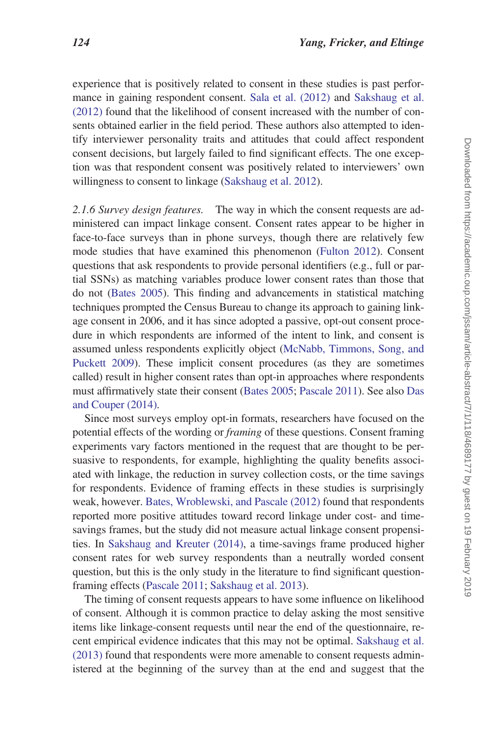experience that is positively related to consent in these studies is past performance in gaining respondent consent. Sala et al. (2012) and Sakshaug et al. (2012) found that the likelihood of consent increased with the number of consents obtained earlier in the field period. These authors also attempted to identify interviewer personality traits and attitudes that could affect respondent consent decisions, but largely failed to find significant effects. The one exception was that respondent consent was positively related to interviewers' own willingness to consent to linkage (Sakshaug et al. 2012).

*2.1.6 Survey design features.* The way in which the consent requests are administered can impact linkage consent. Consent rates appear to be higher in face-to-face surveys than in phone surveys, though there are relatively few mode studies that have examined this phenomenon (Fulton 2012). Consent questions that ask respondents to provide personal identifiers (e.g., full or partial SSNs) as matching variables produce lower consent rates than those that do not (Bates 2005). This finding and advancements in statistical matching techniques prompted the Census Bureau to change its approach to gaining linkage consent in 2006, and it has since adopted a passive, opt-out consent procedure in which respondents are informed of the intent to link, and consent is assumed unless respondents explicitly object (McNabb, Timmons, Song, and Puckett 2009). These implicit consent procedures (as they are sometimes called) result in higher consent rates than opt-in approaches where respondents must affirmatively state their consent (Bates 2005; Pascale 2011). See also Das and Couper (2014).

Since most surveys employ opt-in formats, researchers have focused on the potential effects of the wording or *framing* of these questions. Consent framing experiments vary factors mentioned in the request that are thought to be persuasive to respondents, for example, highlighting the quality benefits associated with linkage, the reduction in survey collection costs, or the time savings for respondents. Evidence of framing effects in these studies is surprisingly weak, however. Bates, Wroblewski, and Pascale (2012) found that respondents reported more positive attitudes toward record linkage under cost- and time-savings frames, but the study did not measure actual linkage consent propensities. In Sakshaug and Kreuter (2014), a time-savings frame produced higher consent rates for web survey respondents than a neutrally worded consent question, but this is the only study in the literature to find significant question-framing effects (Pascale 2011; Sakshaug et al. 2013).

The timing of consent requests appears to have some influence on likelihood of consent. Although it is common practice to delay asking the most sensitive items like linkage-consent requests until near the end of the questionnaire, recent empirical evidence indicates that this may not be optimal. Sakshaug et al. (2013) found that respondents were more amenable to consent requests administered at the beginning of the survey than at the end and suggest that the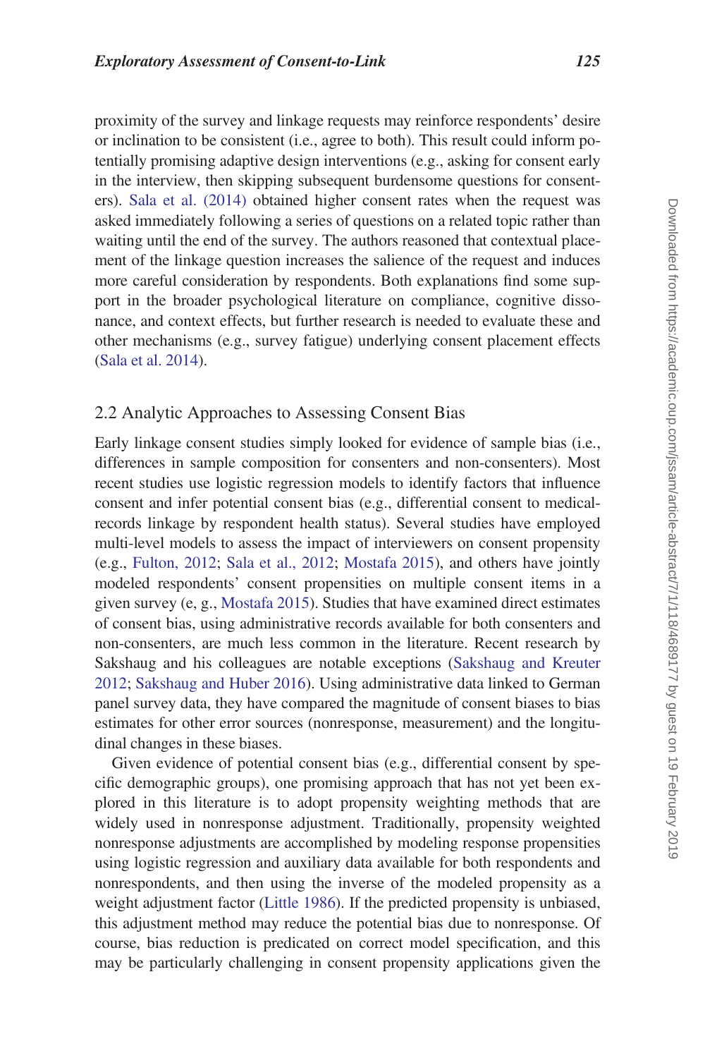proximity of the survey and linkage requests may reinforce respondents' desire or inclination to be consistent (i.e., agree to both). This result could inform potentially promising adaptive design interventions (e.g., asking for consent early in the interview, then skipping subsequent burdensome questions for consenters). Sala et al. (2014) obtained higher consent rates when the request was asked immediately following a series of questions on a related topic rather than waiting until the end of the survey. The authors reasoned that contextual placement of the linkage question increases the salience of the request and induces more careful consideration by respondents. Both explanations find some support in the broader psychological literature on compliance, cognitive dissonance, and context effects, but further research is needed to evaluate these and other mechanisms (e.g., survey fatigue) underlying consent placement effects (Sala et al. 2014).

## 2.2 Analytic Approaches to Assessing Consent Bias

Early linkage consent studies simply looked for evidence of sample bias (i.e., differences in sample composition for consenters and non-consenters). Most recent studies use logistic regression models to identify factors that influence consent and infer potential consent bias (e.g., differential consent to medical-records linkage by respondent health status). Several studies have employed multi-level models to assess the impact of interviewers on consent propensity (e.g., Fulton, 2012; Sala et al., 2012; Mostafa 2015), and others have jointly modeled respondents' consent propensities on multiple consent items in a given survey (e, g., Mostafa 2015). Studies that have examined direct estimates of consent bias, using administrative records available for both consenters and non-consenters, are much less common in the literature. Recent research by Sakshaug and his colleagues are notable exceptions (Sakshaug and Kreuter 2012; Sakshaug and Huber 2016). Using administrative data linked to German panel survey data, they have compared the magnitude of consent biases to bias estimates for other error sources (nonresponse, measurement) and the longitudinal changes in these biases.

Given evidence of potential consent bias (e.g., differential consent by specific demographic groups), one promising approach that has not yet been explored in this literature is to adopt propensity weighting methods that are widely used in nonresponse adjustment. Traditionally, propensity weighted nonresponse adjustments are accomplished by modeling response propensities using logistic regression and auxiliary data available for both respondents and nonrespondents, and then using the inverse of the modeled propensity as a weight adjustment factor (Little 1986). If the predicted propensity is unbiased, this adjustment method may reduce the potential bias due to nonresponse. Of course, bias reduction is predicated on correct model specification, and this may be particularly challenging in consent propensity applications given the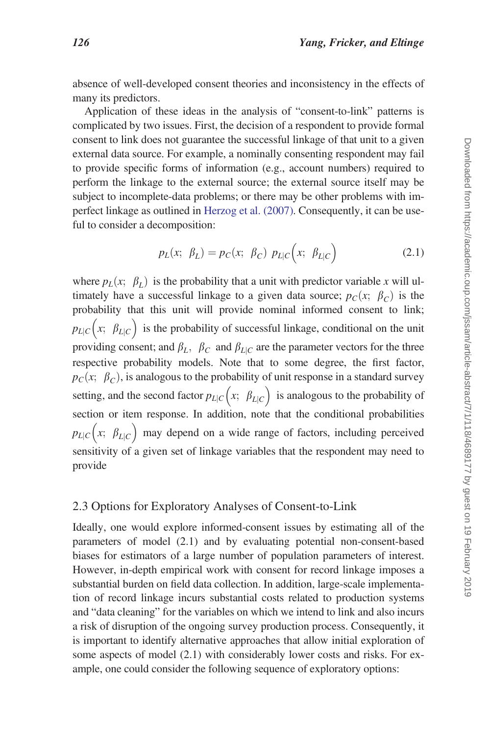absence of well-developed consent theories and inconsistency in the effects of many its predictors.

Application of these ideas in the analysis of "consent-to-link" patterns is complicated by two issues. First, the decision of a respondent to provide formal consent to link does not guarantee the successful linkage of that unit to a given external data source. For example, a nominally consenting respondent may fail to provide specific forms of information (e.g., account numbers) required to perform the linkage to the external source; the external source itself may be subject to incomplete-data problems; or there may be other problems with imperfect linkage as outlined in Herzog et al. (2007). Consequently, it can be useful to consider a decomposition:

$$p_L(x;\ \beta_L) = p_C(x;\ \beta_C)\ p_{L|C}\left(x;\ \beta_{L|C}\right) \tag{2.1}$$

where $p_L(x;\ \beta_L)$ is the probability that a unit with predictor variable $x$ will ultimately have a successful linkage to a given data source; $p_C(x;\ \beta_C)$ is the probability that this unit will provide nominal informed consent to link; $p_{L|C}\left(x;\ \beta_{L|C}\right)$ is the probability of successful linkage, conditional on the unit providing consent; and $\beta_L,\ \beta_C$ and $\beta_{L|C}$ are the parameter vectors for the three respective probability models. Note that to some degree, the first factor, $p_C(x;\ \beta_C)$, is analogous to the probability of unit response in a standard survey setting, and the second factor $p_{L|C}\left(x;\ \beta_{L|C}\right)$ is analogous to the probability of section or item response. In addition, note that the conditional probabilities $p_{L|C}\left(x;\ \beta_{L|C}\right)$ may depend on a wide range of factors, including perceived sensitivity of a given set of linkage variables that the respondent may need to provide

### 2.3 Options for Exploratory Analyses of Consent-to-Link

Ideally, one would explore informed-consent issues by estimating all of the parameters of model (2.1) and by evaluating potential non-consent-based biases for estimators of a large number of population parameters of interest. However, in-depth empirical work with consent for record linkage imposes a substantial burden on field data collection. In addition, large-scale implementation of record linkage incurs substantial costs related to production systems and "data cleaning" for the variables on which we intend to link and also incurs a risk of disruption of the ongoing survey production process. Consequently, it is important to identify alternative approaches that allow initial exploration of some aspects of model (2.1) with considerably lower costs and risks. For example, one could consider the following sequence of exploratory options: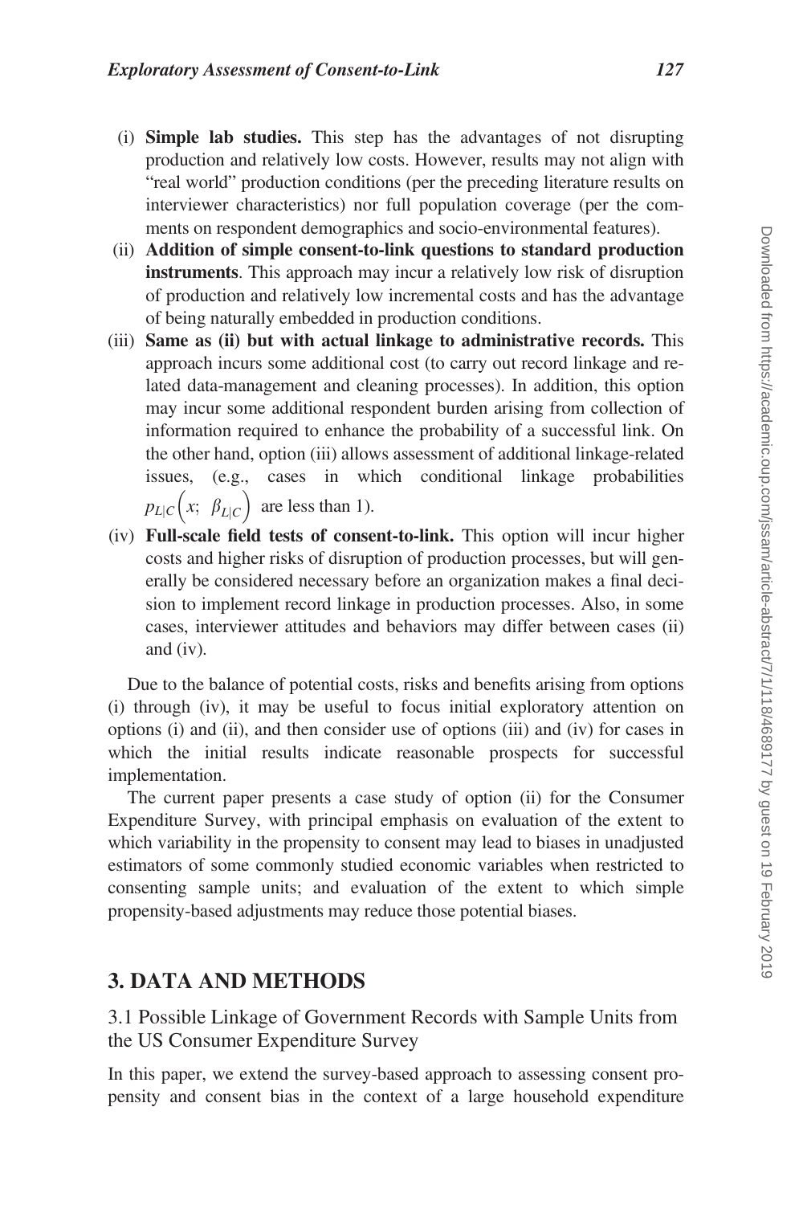(i) **Simple lab studies.** This step has the advantages of not disrupting production and relatively low costs. However, results may not align with "real world" production conditions (per the preceding literature results on interviewer characteristics) nor full population coverage (per the comments on respondent demographics and socio-environmental features).

(ii) **Addition of simple consent-to-link questions to standard production instruments**. This approach may incur a relatively low risk of disruption of production and relatively low incremental costs and has the advantage of being naturally embedded in production conditions.

(iii) **Same as (ii) but with actual linkage to administrative records.** This approach incurs some additional cost (to carry out record linkage and related data-management and cleaning processes). In addition, this option may incur some additional respondent burden arising from collection of information required to enhance the probability of a successful link. On the other hand, option (iii) allows assessment of additional linkage-related issues, (e.g., cases in which conditional linkage probabilities $p_{L|C}\left(x;\ \beta_{L|C}\right)$ are less than 1).

(iv) **Full-scale field tests of consent-to-link.** This option will incur higher costs and higher risks of disruption of production processes, but will generally be considered necessary before an organization makes a final decision to implement record linkage in production processes. Also, in some cases, interviewer attitudes and behaviors may differ between cases (ii) and (iv).

Due to the balance of potential costs, risks and benefits arising from options (i) through (iv), it may be useful to focus initial exploratory attention on options (i) and (ii), and then consider use of options (iii) and (iv) for cases in which the initial results indicate reasonable prospects for successful implementation.

The current paper presents a case study of option (ii) for the Consumer Expenditure Survey, with principal emphasis on evaluation of the extent to which variability in the propensity to consent may lead to biases in unadjusted estimators of some commonly studied economic variables when restricted to consenting sample units; and evaluation of the extent to which simple propensity-based adjustments may reduce those potential biases.

## 3. DATA AND METHODS

### 3.1 Possible Linkage of Government Records with Sample Units from the US Consumer Expenditure Survey

In this paper, we extend the survey-based approach to assessing consent propensity and consent bias in the context of a large household expenditure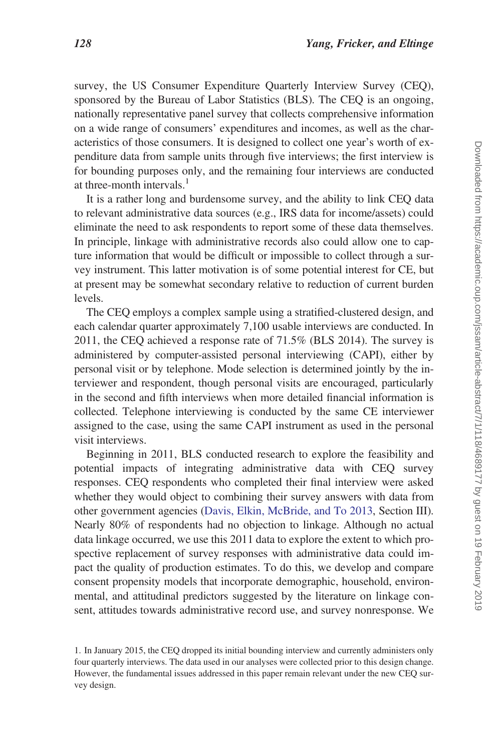survey, the US Consumer Expenditure Quarterly Interview Survey (CEQ), sponsored by the Bureau of Labor Statistics (BLS). The CEQ is an ongoing, nationally representative panel survey that collects comprehensive information on a wide range of consumers' expenditures and incomes, as well as the characteristics of those consumers. It is designed to collect one year's worth of expenditure data from sample units through five interviews; the first interview is for bounding purposes only, and the remaining four interviews are conducted at three-month intervals.[1]

It is a rather long and burdensome survey, and the ability to link CEQ data to relevant administrative data sources (e.g., IRS data for income/assets) could eliminate the need to ask respondents to report some of these data themselves. In principle, linkage with administrative records also could allow one to capture information that would be difficult or impossible to collect through a survey instrument. This latter motivation is of some potential interest for CE, but at present may be somewhat secondary relative to reduction of current burden levels.

The CEQ employs a complex sample using a stratified-clustered design, and each calendar quarter approximately 7,100 usable interviews are conducted. In 2011, the CEQ achieved a response rate of 71.5% (BLS 2014). The survey is administered by computer-assisted personal interviewing (CAPI), either by personal visit or by telephone. Mode selection is determined jointly by the interviewer and respondent, though personal visits are encouraged, particularly in the second and fifth interviews when more detailed financial information is collected. Telephone interviewing is conducted by the same CE interviewer assigned to the case, using the same CAPI instrument as used in the personal visit interviews.

Beginning in 2011, BLS conducted research to explore the feasibility and potential impacts of integrating administrative data with CEQ survey responses. CEQ respondents who completed their final interview were asked whether they would object to combining their survey answers with data from other government agencies (Davis, Elkin, McBride, and To 2013, Section III). Nearly 80% of respondents had no objection to linkage. Although no actual data linkage occurred, we use this 2011 data to explore the extent to which prospective replacement of survey responses with administrative data could impact the quality of production estimates. To do this, we develop and compare consent propensity models that incorporate demographic, household, environmental, and attitudinal predictors suggested by the literature on linkage consent, attitudes towards administrative record use, and survey nonresponse. We

1. In January 2015, the CEQ dropped its initial bounding interview and currently administers only four quarterly interviews. The data used in our analyses were collected prior to this design change. However, the fundamental issues addressed in this paper remain relevant under the new CEQ survey design.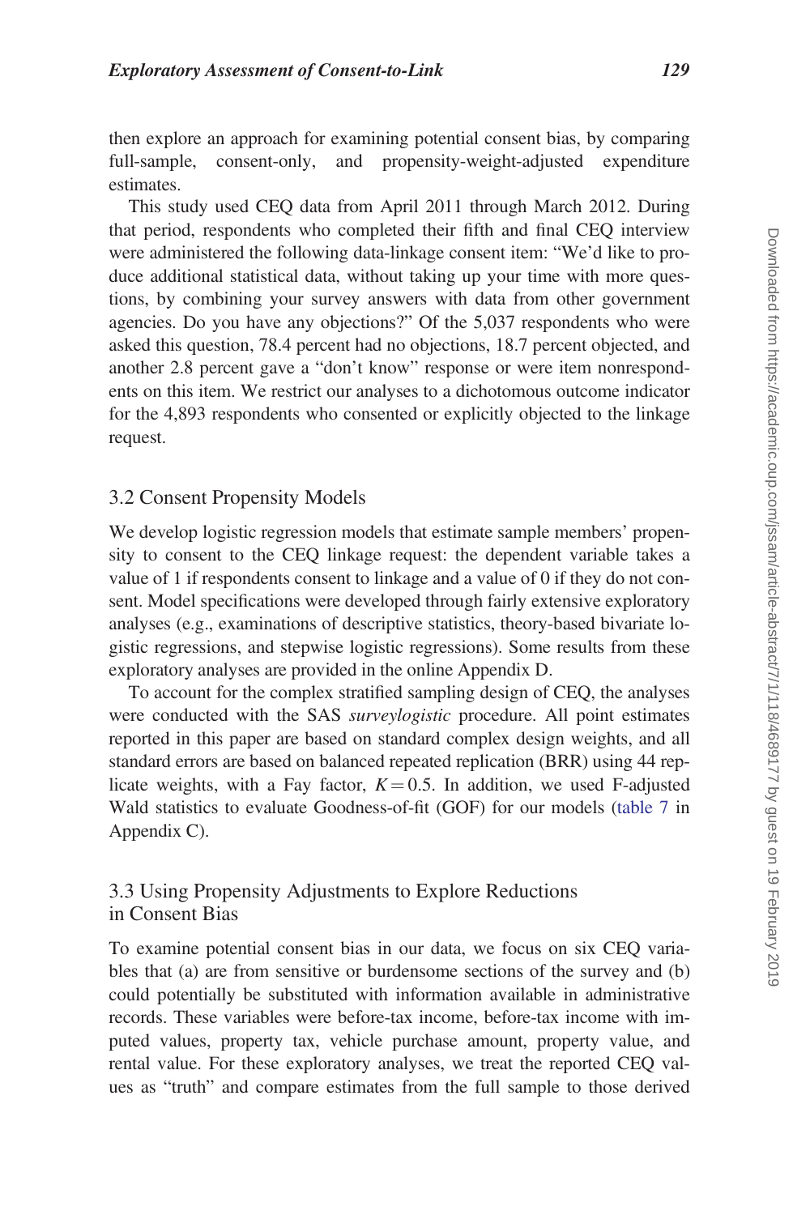then explore an approach for examining potential consent bias, by comparing full-sample, consent-only, and propensity-weight-adjusted expenditure estimates.

This study used CEQ data from April 2011 through March 2012. During that period, respondents who completed their fifth and final CEQ interview were administered the following data-linkage consent item: "We'd like to produce additional statistical data, without taking up your time with more questions, by combining your survey answers with data from other government agencies. Do you have any objections?" Of the 5,037 respondents who were asked this question, 78.4 percent had no objections, 18.7 percent objected, and another 2.8 percent gave a "don't know" response or were item nonrespondents on this item. We restrict our analyses to a dichotomous outcome indicator for the 4,893 respondents who consented or explicitly objected to the linkage request.

### 3.2 Consent Propensity Models

We develop logistic regression models that estimate sample members' propensity to consent to the CEQ linkage request: the dependent variable takes a value of 1 if respondents consent to linkage and a value of 0 if they do not consent. Model specifications were developed through fairly extensive exploratory analyses (e.g., examinations of descriptive statistics, theory-based bivariate logistic regressions, and stepwise logistic regressions). Some results from these exploratory analyses are provided in the online Appendix D.

To account for the complex stratified sampling design of CEQ, the analyses were conducted with the SAS *surveylogistic* procedure. All point estimates reported in this paper are based on standard complex design weights, and all standard errors are based on balanced repeated replication (BRR) using 44 replicate weights, with a Fay factor, $K = 0.5$. In addition, we used F-adjusted Wald statistics to evaluate Goodness-of-fit (GOF) for our models (table 7 in Appendix C).

### 3.3 Using Propensity Adjustments to Explore Reductions in Consent Bias

To examine potential consent bias in our data, we focus on six CEQ variables that (a) are from sensitive or burdensome sections of the survey and (b) could potentially be substituted with information available in administrative records. These variables were before-tax income, before-tax income with imputed values, property tax, vehicle purchase amount, property value, and rental value. For these exploratory analyses, we treat the reported CEQ values as "truth" and compare estimates from the full sample to those derived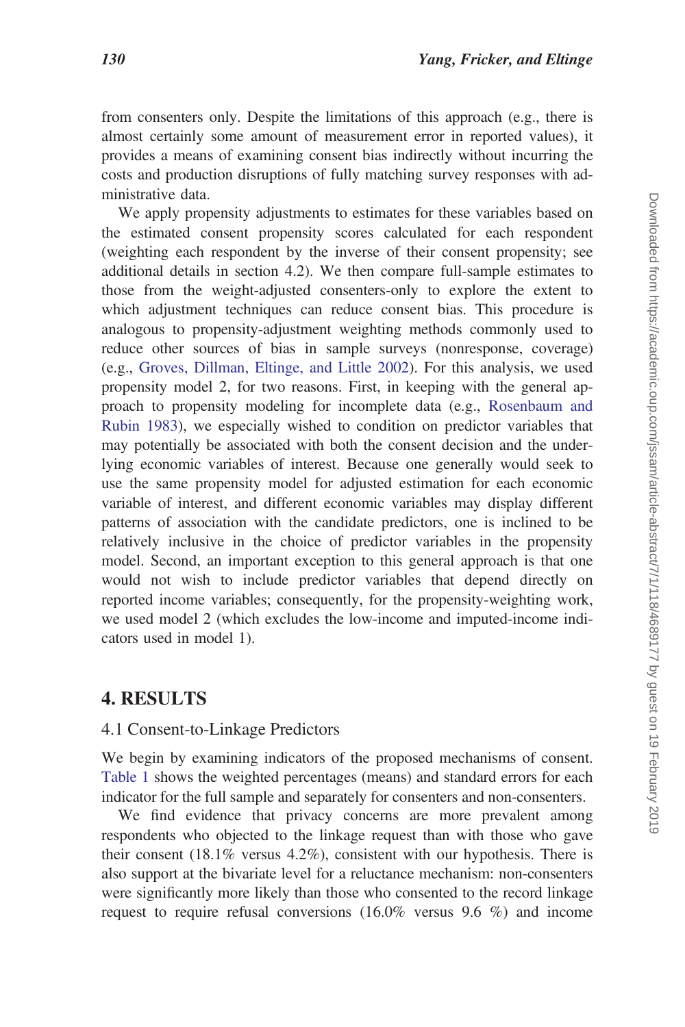from consenters only. Despite the limitations of this approach (e.g., there is almost certainly some amount of measurement error in reported values), it provides a means of examining consent bias indirectly without incurring the costs and production disruptions of fully matching survey responses with administrative data.

We apply propensity adjustments to estimates for these variables based on the estimated consent propensity scores calculated for each respondent (weighting each respondent by the inverse of their consent propensity; see additional details in section 4.2). We then compare full-sample estimates to those from the weight-adjusted consenters-only to explore the extent to which adjustment techniques can reduce consent bias. This procedure is analogous to propensity-adjustment weighting methods commonly used to reduce other sources of bias in sample surveys (nonresponse, coverage) (e.g., Groves, Dillman, Eltinge, and Little 2002). For this analysis, we used propensity model 2, for two reasons. First, in keeping with the general approach to propensity modeling for incomplete data (e.g., Rosenbaum and Rubin 1983), we especially wished to condition on predictor variables that may potentially be associated with both the consent decision and the underlying economic variables of interest. Because one generally would seek to use the same propensity model for adjusted estimation for each economic variable of interest, and different economic variables may display different patterns of association with the candidate predictors, one is inclined to be relatively inclusive in the choice of predictor variables in the propensity model. Second, an important exception to this general approach is that one would not wish to include predictor variables that depend directly on reported income variables; consequently, for the propensity-weighting work, we used model 2 (which excludes the low-income and imputed-income indicators used in model 1).

## 4. RESULTS

### 4.1 Consent-to-Linkage Predictors

We begin by examining indicators of the proposed mechanisms of consent. Table 1 shows the weighted percentages (means) and standard errors for each indicator for the full sample and separately for consenters and non-consenters.

We find evidence that privacy concerns are more prevalent among respondents who objected to the linkage request than with those who gave their consent (18.1% versus 4.2%), consistent with our hypothesis. There is also support at the bivariate level for a reluctance mechanism: non-consenters were significantly more likely than those who consented to the record linkage request to require refusal conversions (16.0% versus 9.6 %) and income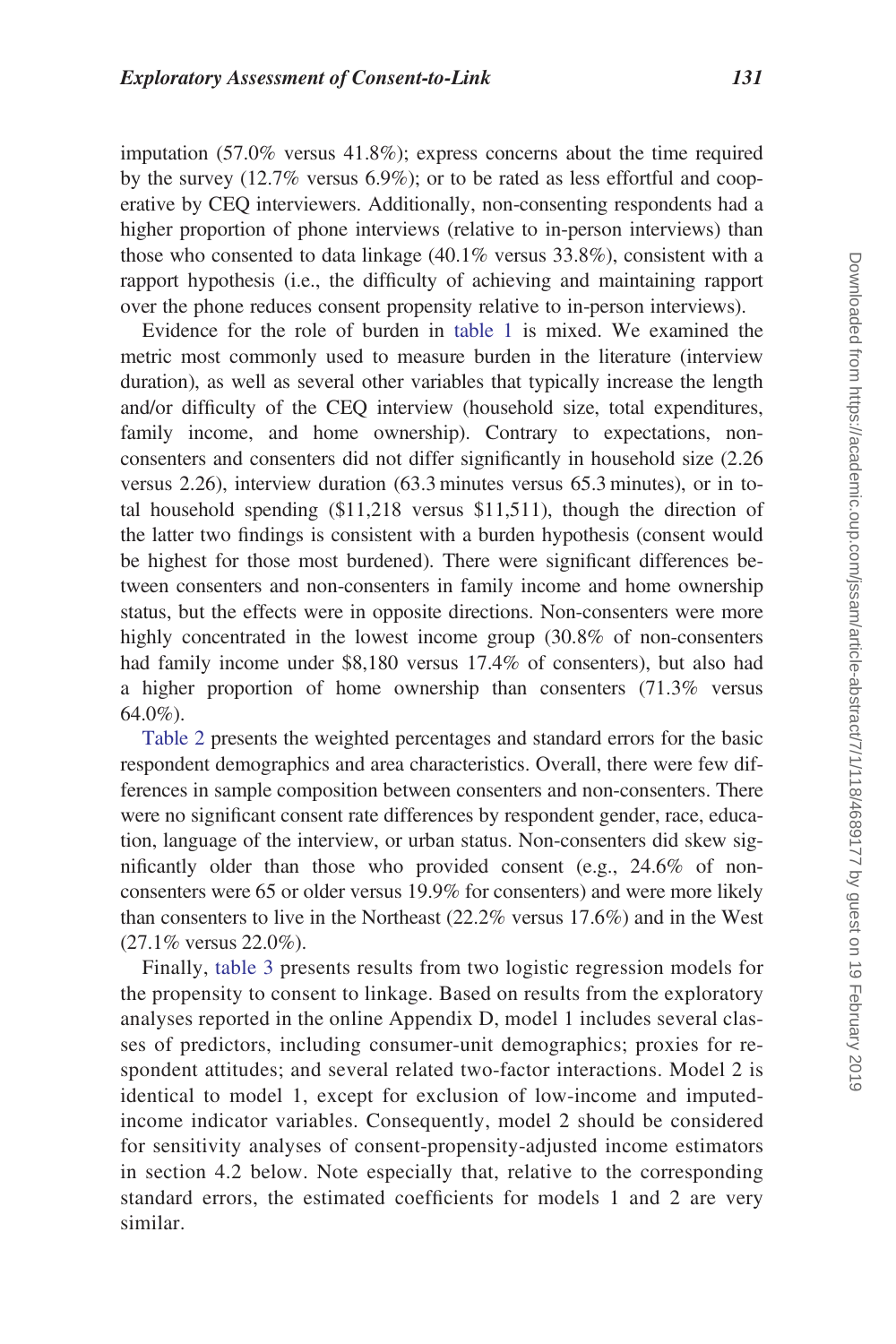imputation (57.0% versus 41.8%); express concerns about the time required by the survey (12.7% versus 6.9%); or to be rated as less effortful and cooperative by CEQ interviewers. Additionally, non-consenting respondents had a higher proportion of phone interviews (relative to in-person interviews) than those who consented to data linkage (40.1% versus 33.8%), consistent with a rapport hypothesis (i.e., the difficulty of achieving and maintaining rapport over the phone reduces consent propensity relative to in-person interviews).

Evidence for the role of burden in table 1 is mixed. We examined the metric most commonly used to measure burden in the literature (interview duration), as well as several other variables that typically increase the length and/or difficulty of the CEQ interview (household size, total expenditures, family income, and home ownership). Contrary to expectations, non-consenters and consenters did not differ significantly in household size (2.26 versus 2.26), interview duration (63.3 minutes versus 65.3 minutes), or in total household spending ($11,218 versus $11,511), though the direction of the latter two findings is consistent with a burden hypothesis (consent would be highest for those most burdened). There were significant differences between consenters and non-consenters in family income and home ownership status, but the effects were in opposite directions. Non-consenters were more highly concentrated in the lowest income group (30.8% of non-consenters had family income under $8,180 versus 17.4% of consenters), but also had a higher proportion of home ownership than consenters (71.3% versus 64.0%).

Table 2 presents the weighted percentages and standard errors for the basic respondent demographics and area characteristics. Overall, there were few differences in sample composition between consenters and non-consenters. There were no significant consent rate differences by respondent gender, race, education, language of the interview, or urban status. Non-consenters did skew significantly older than those who provided consent (e.g., 24.6% of non-consenters were 65 or older versus 19.9% for consenters) and were more likely than consenters to live in the Northeast (22.2% versus 17.6%) and in the West (27.1% versus 22.0%).

Finally, table 3 presents results from two logistic regression models for the propensity to consent to linkage. Based on results from the exploratory analyses reported in the online Appendix D, model 1 includes several classes of predictors, including consumer-unit demographics; proxies for respondent attitudes; and several related two-factor interactions. Model 2 is identical to model 1, except for exclusion of low-income and imputed-income indicator variables. Consequently, model 2 should be considered for sensitivity analyses of consent-propensity-adjusted income estimators in section 4.2 below. Note especially that, relative to the corresponding standard errors, the estimated coefficients for models 1 and 2 are very similar.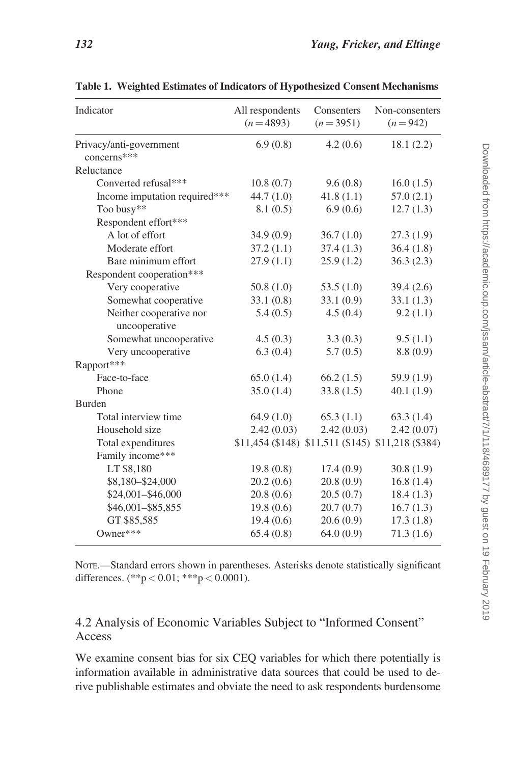**Table 1. Weighted Estimates of Indicators of Hypothesized Consent Mechanisms**

| Indicator | All respondents ($n = 4893$) | Consenters ($n = 3951$) | Non-consenters ($n = 942$) |
|---|---|---|---|
| Privacy/anti-government concerns*** | 6.9 (0.8) | 4.2 (0.6) | 18.1 (2.2) |
| Reluctance | | | |
| Converted refusal*** | 10.8 (0.7) | 9.6 (0.8) | 16.0 (1.5) |
| Income imputation required*** | 44.7 (1.0) | 41.8 (1.1) | 57.0 (2.1) |
| Too busy** | 8.1 (0.5) | 6.9 (0.6) | 12.7 (1.3) |
| Respondent effort*** | | | |
| A lot of effort | 34.9 (0.9) | 36.7 (1.0) | 27.3 (1.9) |
| Moderate effort | 37.2 (1.1) | 37.4 (1.3) | 36.4 (1.8) |
| Bare minimum effort | 27.9 (1.1) | 25.9 (1.2) | 36.3 (2.3) |
| Respondent cooperation*** | | | |
| Very cooperative | 50.8 (1.0) | 53.5 (1.0) | 39.4 (2.6) |
| Somewhat cooperative | 33.1 (0.8) | 33.1 (0.9) | 33.1 (1.3) |
| Neither cooperative nor uncooperative | 5.4 (0.5) | 4.5 (0.4) | 9.2 (1.1) |
| Somewhat uncooperative | 4.5 (0.3) | 3.3 (0.3) | 9.5 (1.1) |
| Very uncooperative | 6.3 (0.4) | 5.7 (0.5) | 8.8 (0.9) |
| Rapport*** | | | |
| Face-to-face | 65.0 (1.4) | 66.2 (1.5) | 59.9 (1.9) |
| Phone | 35.0 (1.4) | 33.8 (1.5) | 40.1 (1.9) |
| Burden | | | |
| Total interview time | 64.9 (1.0) | 65.3 (1.1) | 63.3 (1.4) |
| Household size | 2.42 (0.03) | 2.42 (0.03) | 2.42 (0.07) |
| Total expenditures | $11,454 ($148) | $11,511 ($145) | $11,218 ($384) |
| Family income*** | | | |
| LT $8,180 | 19.8 (0.8) | 17.4 (0.9) | 30.8 (1.9) |
| $8,180–$24,000 | 20.2 (0.6) | 20.8 (0.9) | 16.8 (1.4) |
| $24,001–$46,000 | 20.8 (0.6) | 20.5 (0.7) | 18.4 (1.3) |
| $46,001–$85,855 | 19.8 (0.6) | 20.7 (0.7) | 16.7 (1.3) |
| GT $85,585 | 19.4 (0.6) | 20.6 (0.9) | 17.3 (1.8) |
| Owner*** | 65.4 (0.8) | 64.0 (0.9) | 71.3 (1.6) |

NOTE.—Standard errors shown in parentheses. Asterisks denote statistically significant differences. (**$p < 0.01$; ***$p < 0.0001$).

## 4.2 Analysis of Economic Variables Subject to "Informed Consent" Access

We examine consent bias for six CEQ variables for which there potentially is information available in administrative data sources that could be used to derive publishable estimates and obviate the need to ask respondents burdensome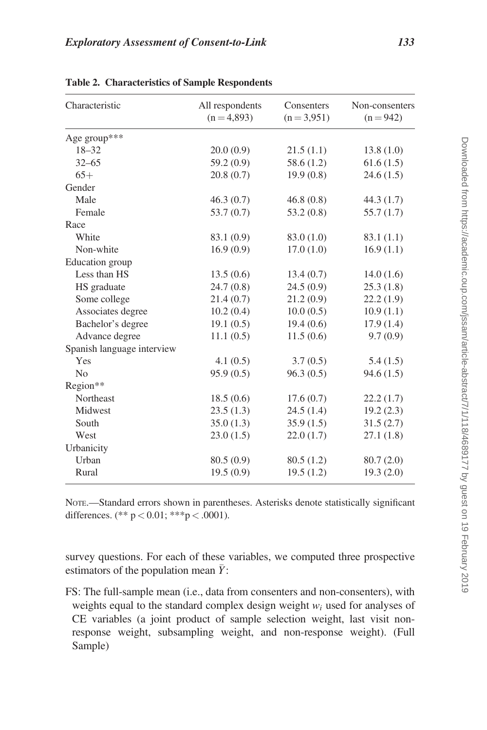**Table 2. Characteristics of Sample Respondents**

| Characteristic | All respondents (n = 4,893) | Consenters (n = 3,951) | Non-consenters (n = 942) |
|---|---|---|---|
| Age group*** | | | |
| 18–32 | 20.0 (0.9) | 21.5 (1.1) | 13.8 (1.0) |
| 32–65 | 59.2 (0.9) | 58.6 (1.2) | 61.6 (1.5) |
| 65+ | 20.8 (0.7) | 19.9 (0.8) | 24.6 (1.5) |
| Gender | | | |
| Male | 46.3 (0.7) | 46.8 (0.8) | 44.3 (1.7) |
| Female | 53.7 (0.7) | 53.2 (0.8) | 55.7 (1.7) |
| Race | | | |
| White | 83.1 (0.9) | 83.0 (1.0) | 83.1 (1.1) |
| Non-white | 16.9 (0.9) | 17.0 (1.0) | 16.9 (1.1) |
| Education group | | | |
| Less than HS | 13.5 (0.6) | 13.4 (0.7) | 14.0 (1.6) |
| HS graduate | 24.7 (0.8) | 24.5 (0.9) | 25.3 (1.8) |
| Some college | 21.4 (0.7) | 21.2 (0.9) | 22.2 (1.9) |
| Associates degree | 10.2 (0.4) | 10.0 (0.5) | 10.9 (1.1) |
| Bachelor's degree | 19.1 (0.5) | 19.4 (0.6) | 17.9 (1.4) |
| Advance degree | 11.1 (0.5) | 11.5 (0.6) | 9.7 (0.9) |
| Spanish language interview | | | |
| Yes | 4.1 (0.5) | 3.7 (0.5) | 5.4 (1.5) |
| No | 95.9 (0.5) | 96.3 (0.5) | 94.6 (1.5) |
| Region** | | | |
| Northeast | 18.5 (0.6) | 17.6 (0.7) | 22.2 (1.7) |
| Midwest | 23.5 (1.3) | 24.5 (1.4) | 19.2 (2.3) |
| South | 35.0 (1.3) | 35.9 (1.5) | 31.5 (2.7) |
| West | 23.0 (1.5) | 22.0 (1.7) | 27.1 (1.8) |
| Urbanicity | | | |
| Urban | 80.5 (0.9) | 80.5 (1.2) | 80.7 (2.0) |
| Rural | 19.5 (0.9) | 19.5 (1.2) | 19.3 (2.0) |

NOTE.—Standard errors shown in parentheses. Asterisks denote statistically significant differences. (** $p < 0.01$; *** $p < .0001$).

survey questions. For each of these variables, we computed three prospective estimators of the population mean $\bar{Y}$:

FS: The full-sample mean (i.e., data from consenters and non-consenters), with weights equal to the standard complex design weight $w_i$ used for analyses of CE variables (a joint product of sample selection weight, last visit non-response weight, subsampling weight, and non-response weight). (Full Sample)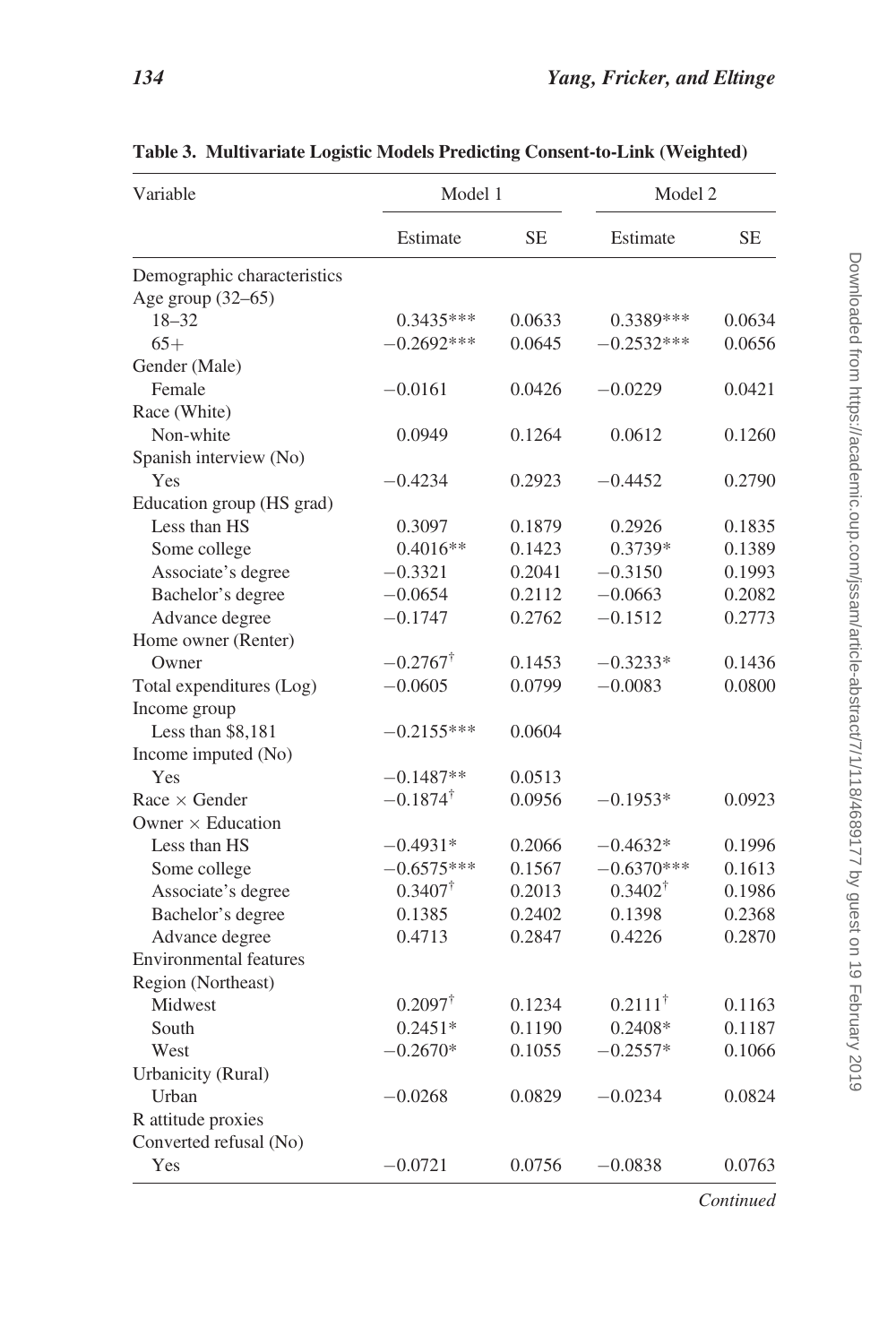**Table 3. Multivariate Logistic Models Predicting Consent-to-Link (Weighted)**

| Variable | Model 1 | | Model 2 | |
|---|---|---|---|---|
| | Estimate | SE | Estimate | SE |
| Demographic characteristics | | | | |
| Age group (32–65) | | | | |
| 18–32 | 0.3435*** | 0.0633 | 0.3389*** | 0.0634 |
| 65+ | −0.2692*** | 0.0645 | −0.2532*** | 0.0656 |
| Gender (Male) | | | | |
| Female | −0.0161 | 0.0426 | −0.0229 | 0.0421 |
| Race (White) | | | | |
| Non-white | 0.0949 | 0.1264 | 0.0612 | 0.1260 |
| Spanish interview (No) | | | | |
| Yes | −0.4234 | 0.2923 | −0.4452 | 0.2790 |
| Education group (HS grad) | | | | |
| Less than HS | 0.3097 | 0.1879 | 0.2926 | 0.1835 |
| Some college | 0.4016** | 0.1423 | 0.3739* | 0.1389 |
| Associate's degree | −0.3321 | 0.2041 | −0.3150 | 0.1993 |
| Bachelor's degree | −0.0654 | 0.2112 | −0.0663 | 0.2082 |
| Advance degree | −0.1747 | 0.2762 | −0.1512 | 0.2773 |
| Home owner (Renter) | | | | |
| Owner | −0.2767† | 0.1453 | −0.3233* | 0.1436 |
| Total expenditures (Log) | −0.0605 | 0.0799 | −0.0083 | 0.0800 |
| Income group | | | | |
| Less than $8,181 | −0.2155*** | 0.0604 | | |
| Income imputed (No) | | | | |
| Yes | −0.1487** | 0.0513 | | |
| Race × Gender | −0.1874† | 0.0956 | −0.1953* | 0.0923 |
| Owner × Education | | | | |
| Less than HS | −0.4931* | 0.2066 | −0.4632* | 0.1996 |
| Some college | −0.6575*** | 0.1567 | −0.6370*** | 0.1613 |
| Associate's degree | 0.3407† | 0.2013 | 0.3402† | 0.1986 |
| Bachelor's degree | 0.1385 | 0.2402 | 0.1398 | 0.2368 |
| Advance degree | 0.4713 | 0.2847 | 0.4226 | 0.2870 |
| Environmental features | | | | |
| Region (Northeast) | | | | |
| Midwest | 0.2097† | 0.1234 | 0.2111† | 0.1163 |
| South | 0.2451* | 0.1190 | 0.2408* | 0.1187 |
| West | −0.2670* | 0.1055 | −0.2557* | 0.1066 |
| Urbanicity (Rural) | | | | |
| Urban | −0.0268 | 0.0829 | −0.0234 | 0.0824 |
| R attitude proxies | | | | |
| Converted refusal (No) | | | | |
| Yes | −0.0721 | 0.0756 | −0.0838 | 0.0763 |

*Continued*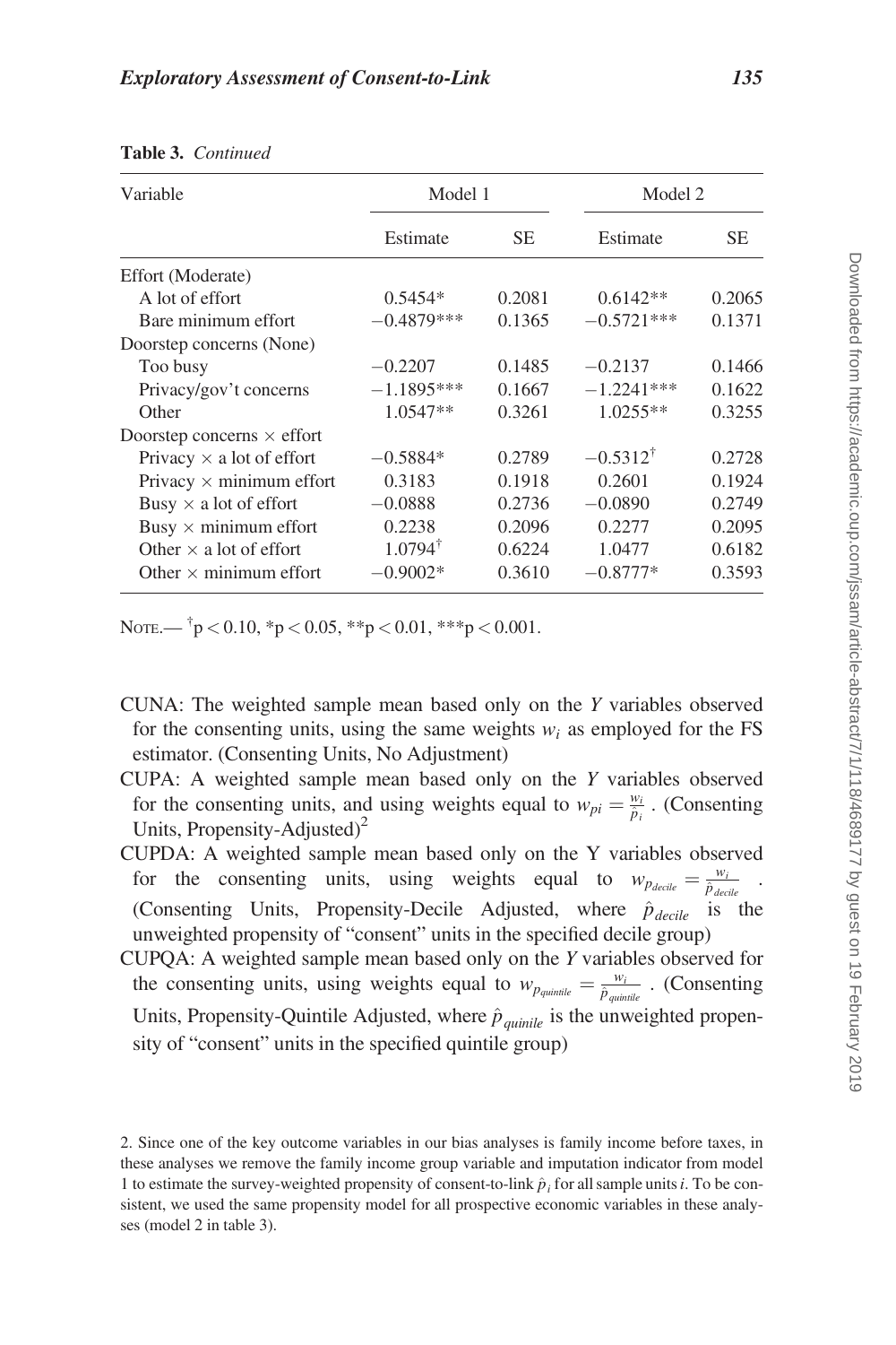**Table 3.** *Continued*

| Variable | Model 1 | | Model 2 | |
|---|---|---|---|---|
| | Estimate | SE | Estimate | SE |
| Effort (Moderate) | | | | |
| A lot of effort | 0.5454* | 0.2081 | 0.6142** | 0.2065 |
| Bare minimum effort | −0.4879*** | 0.1365 | −0.5721*** | 0.1371 |
| Doorstep concerns (None) | | | | |
| Too busy | −0.2207 | 0.1485 | −0.2137 | 0.1466 |
| Privacy/gov't concerns | −1.1895*** | 0.1667 | −1.2241*** | 0.1622 |
| Other | 1.0547** | 0.3261 | 1.0255** | 0.3255 |
| Doorstep concerns × effort | | | | |
| Privacy × a lot of effort | −0.5884* | 0.2789 | −0.5312† | 0.2728 |
| Privacy × minimum effort | 0.3183 | 0.1918 | 0.2601 | 0.1924 |
| Busy × a lot of effort | −0.0888 | 0.2736 | −0.0890 | 0.2749 |
| Busy × minimum effort | 0.2238 | 0.2096 | 0.2277 | 0.2095 |
| Other × a lot of effort | 1.0794† | 0.6224 | 1.0477 | 0.6182 |
| Other × minimum effort | −0.9002* | 0.3610 | −0.8777* | 0.3593 |

NOTE.— †p < 0.10, *p < 0.05, **p < 0.01, ***p < 0.001.

CUNA: The weighted sample mean based only on the *Y* variables observed for the consenting units, using the same weights $w_i$ as employed for the FS estimator. (Consenting Units, No Adjustment)

CUPA: A weighted sample mean based only on the *Y* variables observed for the consenting units, and using weights equal to $w_{pi} = \frac{w_i}{\hat{p}_i}$ . (Consenting Units, Propensity-Adjusted)[2]

CUPDA: A weighted sample mean based only on the Y variables observed for the consenting units, using weights equal to $w_{p_{decile}} = \frac{w_i}{\hat{p}_{decile}}$ . (Consenting Units, Propensity-Decile Adjusted, where $\hat{p}_{decile}$ is the unweighted propensity of "consent" units in the specified decile group)

CUPQA: A weighted sample mean based only on the *Y* variables observed for the consenting units, using weights equal to $w_{p_{quinitle}} = \frac{w_i}{\hat{p}_{quintile}}$ . (Consenting Units, Propensity-Quintile Adjusted, where $\hat{p}_{quinile}$ is the unweighted propensity of "consent" units in the specified quintile group)

2. Since one of the key outcome variables in our bias analyses is family income before taxes, in these analyses we remove the family income group variable and imputation indicator from model 1 to estimate the survey-weighted propensity of consent-to-link $\hat{p}_i$ for all sample units *i*. To be consistent, we used the same propensity model for all prospective economic variables in these analyses (model 2 in table 3).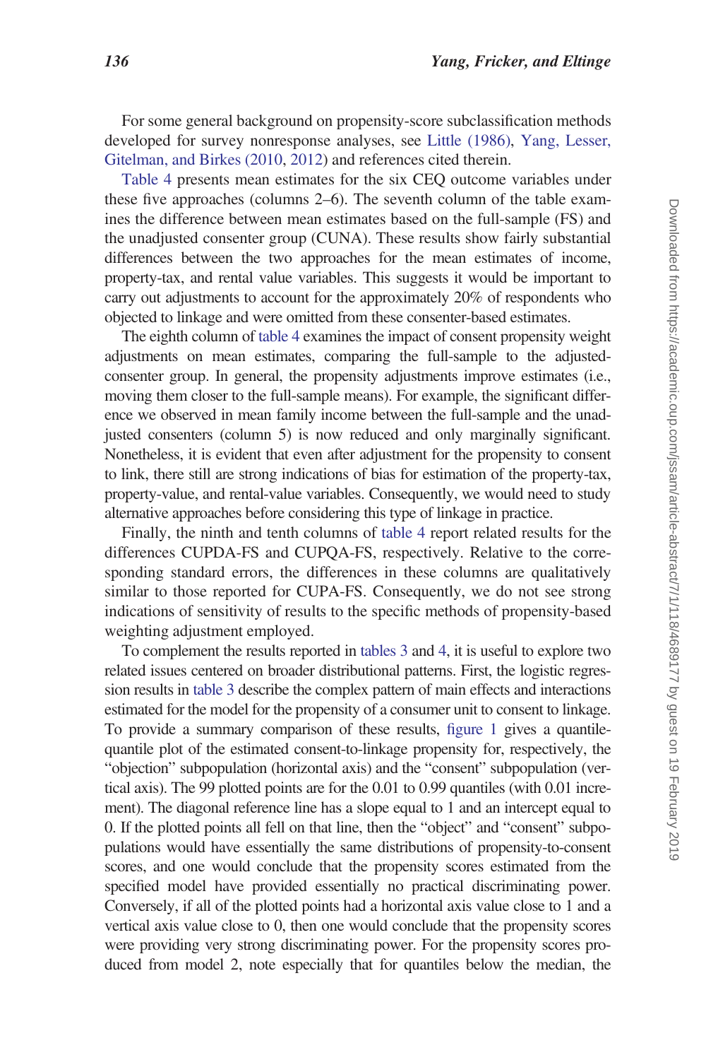For some general background on propensity-score subclassification methods developed for survey nonresponse analyses, see Little (1986), Yang, Lesser, Gitelman, and Birkes (2010, 2012) and references cited therein.

Table 4 presents mean estimates for the six CEQ outcome variables under these five approaches (columns 2–6). The seventh column of the table examines the difference between mean estimates based on the full-sample (FS) and the unadjusted consenter group (CUNA). These results show fairly substantial differences between the two approaches for the mean estimates of income, property-tax, and rental value variables. This suggests it would be important to carry out adjustments to account for the approximately 20% of respondents who objected to linkage and were omitted from these consenter-based estimates.

The eighth column of table 4 examines the impact of consent propensity weight adjustments on mean estimates, comparing the full-sample to the adjusted-consenter group. In general, the propensity adjustments improve estimates (i.e., moving them closer to the full-sample means). For example, the significant difference we observed in mean family income between the full-sample and the unadjusted consenters (column 5) is now reduced and only marginally significant. Nonetheless, it is evident that even after adjustment for the propensity to consent to link, there still are strong indications of bias for estimation of the property-tax, property-value, and rental-value variables. Consequently, we would need to study alternative approaches before considering this type of linkage in practice.

Finally, the ninth and tenth columns of table 4 report related results for the differences CUPDA-FS and CUPQA-FS, respectively. Relative to the corresponding standard errors, the differences in these columns are qualitatively similar to those reported for CUPA-FS. Consequently, we do not see strong indications of sensitivity of results to the specific methods of propensity-based weighting adjustment employed.

To complement the results reported in tables 3 and 4, it is useful to explore two related issues centered on broader distributional patterns. First, the logistic regression results in table 3 describe the complex pattern of main effects and interactions estimated for the model for the propensity of a consumer unit to consent to linkage. To provide a summary comparison of these results, figure 1 gives a quantile-quantile plot of the estimated consent-to-linkage propensity for, respectively, the "objection" subpopulation (horizontal axis) and the "consent" subpopulation (vertical axis). The 99 plotted points are for the 0.01 to 0.99 quantiles (with 0.01 increment). The diagonal reference line has a slope equal to 1 and an intercept equal to 0. If the plotted points all fell on that line, then the "object" and "consent" subpopulations would have essentially the same distributions of propensity-to-consent scores, and one would conclude that the propensity scores estimated from the specified model have provided essentially no practical discriminating power. Conversely, if all of the plotted points had a horizontal axis value close to 1 and a vertical axis value close to 0, then one would conclude that the propensity scores were providing very strong discriminating power. For the propensity scores produced from model 2, note especially that for quantiles below the median, the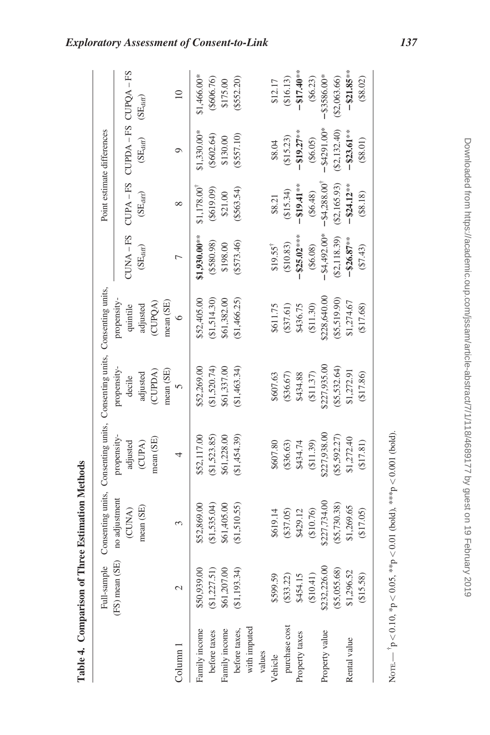**Table 4. Comparison of Three Estimation Methods**

| Column 1 | Full-sample (FS) mean (SE) 2 | Consenting units, no adjustment (CUNA) mean (SE) 3 | Consenting units, propensity-adjusted (CUPA) mean (SE) 4 | Consenting units, propensity-decile adjusted (CUPDA) mean (SE) 5 | Consenting units, propensity-quintile adjusted (CUPQA) mean (SE) 6 | Point estimate differences: CUNA – FS ($SE_{diff}$) 7 | CUPA – FS ($SE_{diff}$) 8 | CUPDA – FS ($SE_{diff}$) 9 | CUPQA – FS ($SE_{diff}$) 10 |
|---|---|---|---|---|---|---|---|---|---|
| Family income before taxes | \$50,939.00 | \$52,869.00 | \$52,117.00 | \$52,269.00 | \$52,405.00 | **\$1,930.00**** | \$1,178.00[†] | \$1,330.00* | \$1,466.00* |
| | (\$1,227.51) | (\$1,535.04) | (\$1,523.85) | (\$1,520.74) | (\$1,514.30) | (\$580.98) | (\$619.09) | (\$602.64) | (\$606.76) |
| Family income before taxes, with imputed values | \$61,207.00 | \$61,405.00 | \$61,228.00 | \$61,337.00 | \$61,382.00 | \$198.00 | \$21.00 | \$130.00 | \$175.00 |
| | (\$1,193.34) | (\$1,510.55) | (\$1,454.39) | (\$1,463.34) | (\$1,466.25) | (\$573.46) | (\$563.54) | (\$557.10) | (\$552.20) |
| Vehicle purchase cost | \$599.59 | \$619.14 | \$607.80 | \$607.63 | \$611.75 | \$19.55[†] | \$8.21 | \$8.04 | \$12.17 |
| | (\$33.22) | (\$37.05) | (\$36.63) | (\$36.67) | (\$37.61) | (\$10.83) | (\$15.34) | (\$15.23) | (\$16.13) |
| Property taxes | \$454.15 | \$429.12 | \$434.74 | \$434.88 | \$436.75 | **−\$25.02***** | **−\$19.41**** | **−\$19.27**** | **−\$17.40**** |
| | (\$10.41) | (\$10.76) | (\$11.39) | (\$11.37) | (\$11.30) | (\$6.08) | (\$6.48) | (\$6.05) | (\$6.23) |
| Property value | \$232,226.00 | \$227,734.00 | \$227,938.00 | \$227,935.00 | \$228,640.00 | −\$4,492.00* | −\$4,288.00[†] | −\$4291.00* | −\$3586.00* |
| | (\$5,055.68) | (\$5,730.38) | (\$5,592.27) | (\$5,532.64) | (\$5,519.90) | (\$2,118.39) | (\$2,165.93) | (\$2,132.40) | (\$2,063.66) |
| Rental value | \$1,296.52 | \$1,269.65 | \$1,272.40 | \$1,272.91 | \$1,274.67 | **−\$26.87**** | **−\$24.12**** | **−\$23.61**** | **−\$21.85**** |
| | (\$15.58) | (\$17.05) | (\$17.81) | (\$17.86) | (\$17.68) | (\$7.43) | (\$8.18) | (\$8.01) | (\$8.02) |

Note.—[†]$p < 0.10$, *$p < 0.05$, **$p < 0.01$ (bold), ***$p < 0.001$ (bold).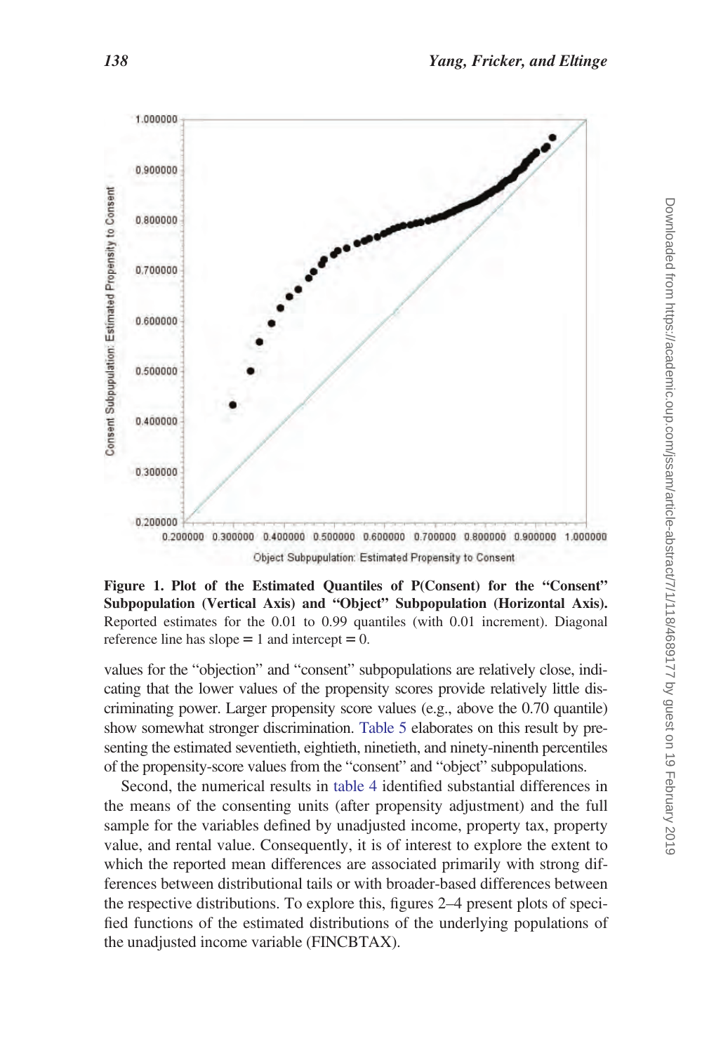**Figure 1. Plot of the Estimated Quantiles of P(Consent) for the "Consent" Subpopulation (Vertical Axis) and "Object" Subpopulation (Horizontal Axis).** Reported estimates for the 0.01 to 0.99 quantiles (with 0.01 increment). Diagonal reference line has slope = 1 and intercept = 0.

values for the "objection" and "consent" subpopulations are relatively close, indicating that the lower values of the propensity scores provide relatively little discriminating power. Larger propensity score values (e.g., above the 0.70 quantile) show somewhat stronger discrimination. Table 5 elaborates on this result by presenting the estimated seventieth, eightieth, ninetieth, and ninety-nineth percentiles of the propensity-score values from the "consent" and "object" subpopulations.

Second, the numerical results in table 4 identified substantial differences in the means of the consenting units (after propensity adjustment) and the full sample for the variables defined by unadjusted income, property tax, property value, and rental value. Consequently, it is of interest to explore the extent to which the reported mean differences are associated primarily with strong differences between distributional tails or with broader-based differences between the respective distributions. To explore this, figures 2–4 present plots of specified functions of the estimated distributions of the underlying populations of the unadjusted income variable (FINCBTAX).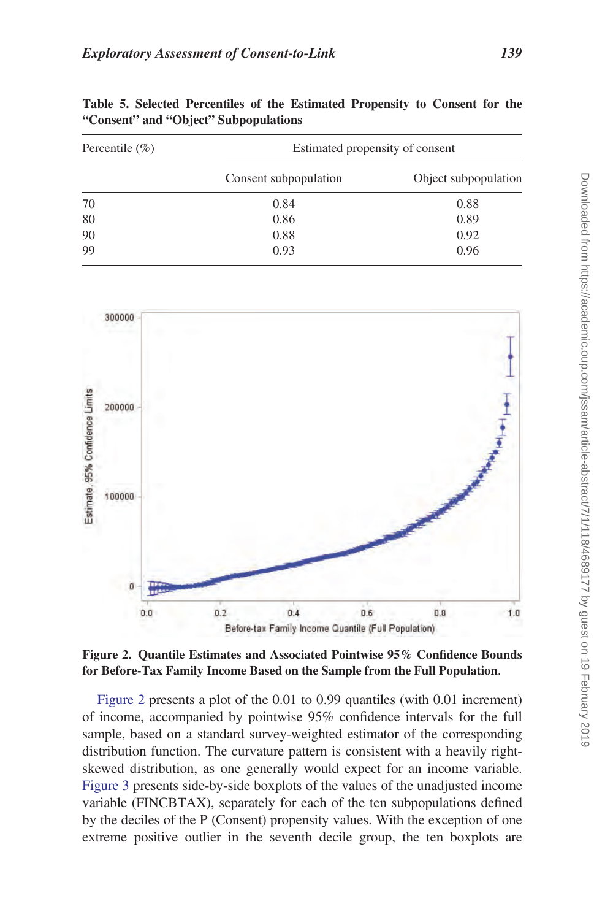**Table 5. Selected Percentiles of the Estimated Propensity to Consent for the "Consent" and "Object" Subpopulations**

| Percentile (%) | Estimated propensity of consent | |
|---|---|---|
| | Consent subpopulation | Object subpopulation |
| 70 | 0.84 | 0.88 |
| 80 | 0.86 | 0.89 |
| 90 | 0.88 | 0.92 |
| 99 | 0.93 | 0.96 |

**Figure 2. Quantile Estimates and Associated Pointwise 95% Confidence Bounds for Before-Tax Family Income Based on the Sample from the Full Population.**

Figure 2 presents a plot of the 0.01 to 0.99 quantiles (with 0.01 increment) of income, accompanied by pointwise 95% confidence intervals for the full sample, based on a standard survey-weighted estimator of the corresponding distribution function. The curvature pattern is consistent with a heavily right-skewed distribution, as one generally would expect for an income variable. Figure 3 presents side-by-side boxplots of the values of the unadjusted income variable (FINCBTAX), separately for each of the ten subpopulations defined by the deciles of the P (Consent) propensity values. With the exception of one extreme positive outlier in the seventh decile group, the ten boxplots are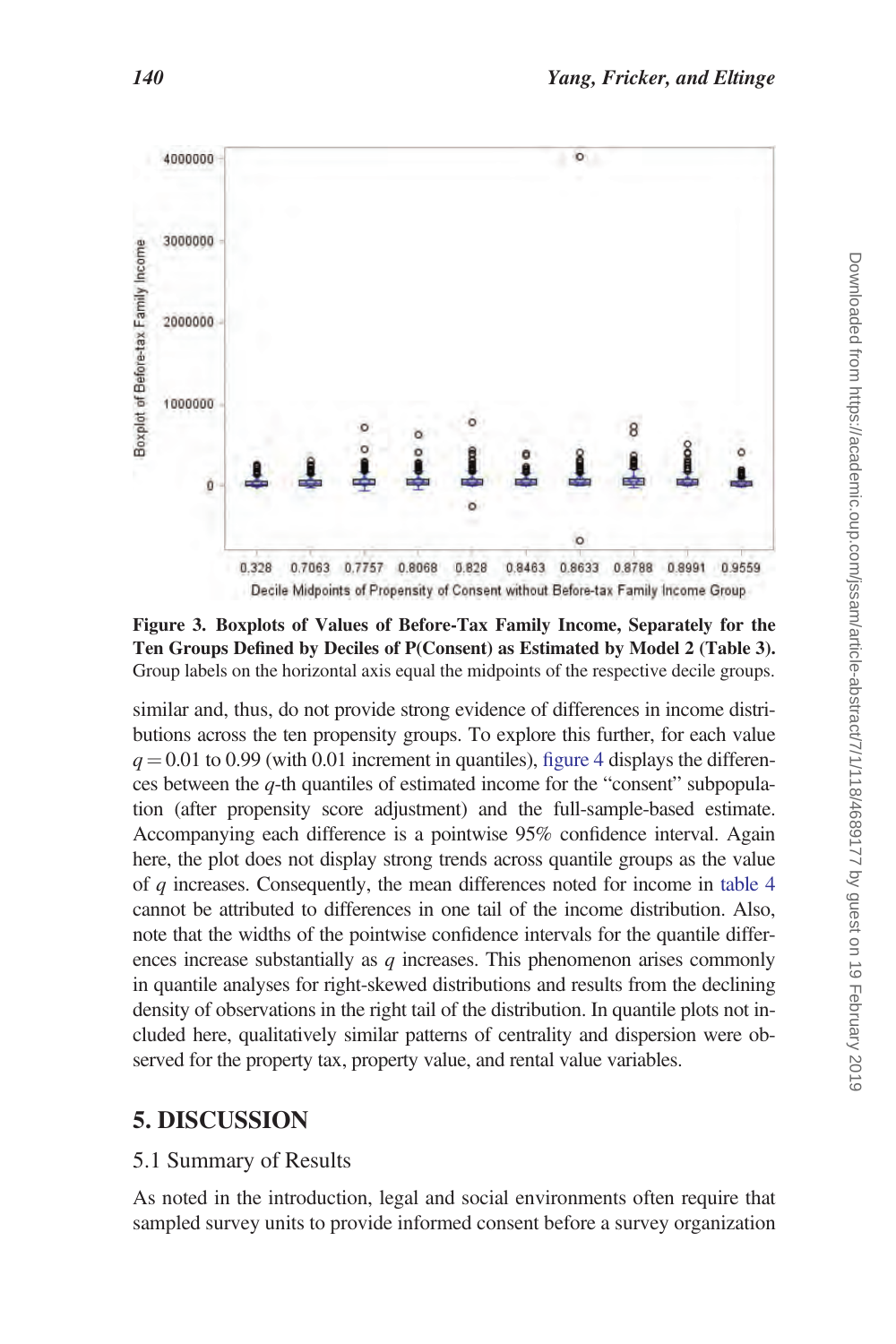**Figure 3. Boxplots of Values of Before-Tax Family Income, Separately for the Ten Groups Defined by Deciles of P(Consent) as Estimated by Model 2 (Table 3).** Group labels on the horizontal axis equal the midpoints of the respective decile groups.

similar and, thus, do not provide strong evidence of differences in income distributions across the ten propensity groups. To explore this further, for each value $q = 0.01$ to 0.99 (with 0.01 increment in quantiles), figure 4 displays the differences between the $q$-th quantiles of estimated income for the "consent" subpopulation (after propensity score adjustment) and the full-sample-based estimate. Accompanying each difference is a pointwise 95% confidence interval. Again here, the plot does not display strong trends across quantile groups as the value of $q$ increases. Consequently, the mean differences noted for income in table 4 cannot be attributed to differences in one tail of the income distribution. Also, note that the widths of the pointwise confidence intervals for the quantile differences increase substantially as $q$ increases. This phenomenon arises commonly in quantile analyses for right-skewed distributions and results from the declining density of observations in the right tail of the distribution. In quantile plots not included here, qualitatively similar patterns of centrality and dispersion were observed for the property tax, property value, and rental value variables.

## 5. DISCUSSION

### 5.1 Summary of Results

As noted in the introduction, legal and social environments often require that sampled survey units to provide informed consent before a survey organization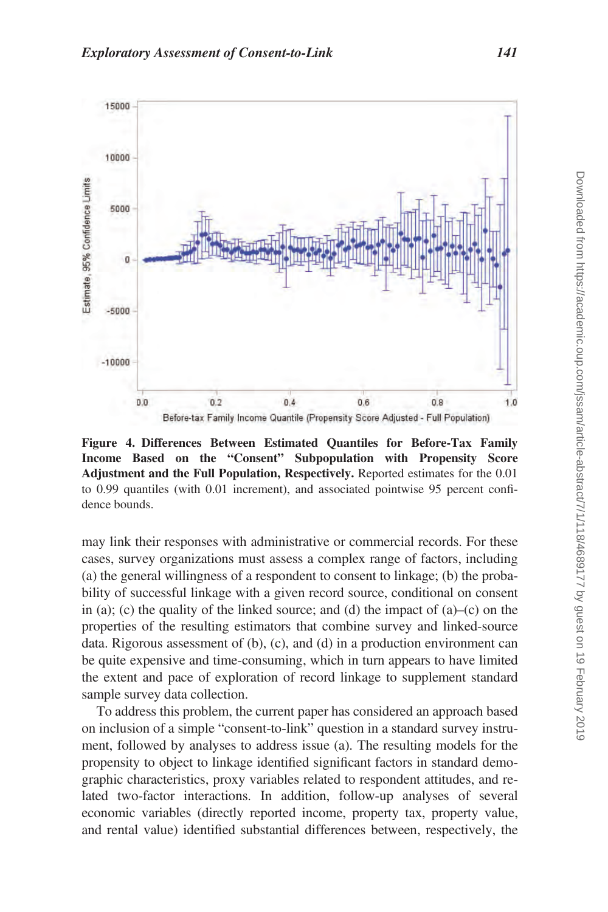**Figure 4. Differences Between Estimated Quantiles for Before-Tax Family Income Based on the "Consent" Subpopulation with Propensity Score Adjustment and the Full Population, Respectively.** Reported estimates for the 0.01 to 0.99 quantiles (with 0.01 increment), and associated pointwise 95 percent confidence bounds.

may link their responses with administrative or commercial records. For these cases, survey organizations must assess a complex range of factors, including (a) the general willingness of a respondent to consent to linkage; (b) the probability of successful linkage with a given record source, conditional on consent in (a); (c) the quality of the linked source; and (d) the impact of (a)–(c) on the properties of the resulting estimators that combine survey and linked-source data. Rigorous assessment of (b), (c), and (d) in a production environment can be quite expensive and time-consuming, which in turn appears to have limited the extent and pace of exploration of record linkage to supplement standard sample survey data collection.

To address this problem, the current paper has considered an approach based on inclusion of a simple "consent-to-link" question in a standard survey instrument, followed by analyses to address issue (a). The resulting models for the propensity to object to linkage identified significant factors in standard demographic characteristics, proxy variables related to respondent attitudes, and related two-factor interactions. In addition, follow-up analyses of several economic variables (directly reported income, property tax, property value, and rental value) identified substantial differences between, respectively, the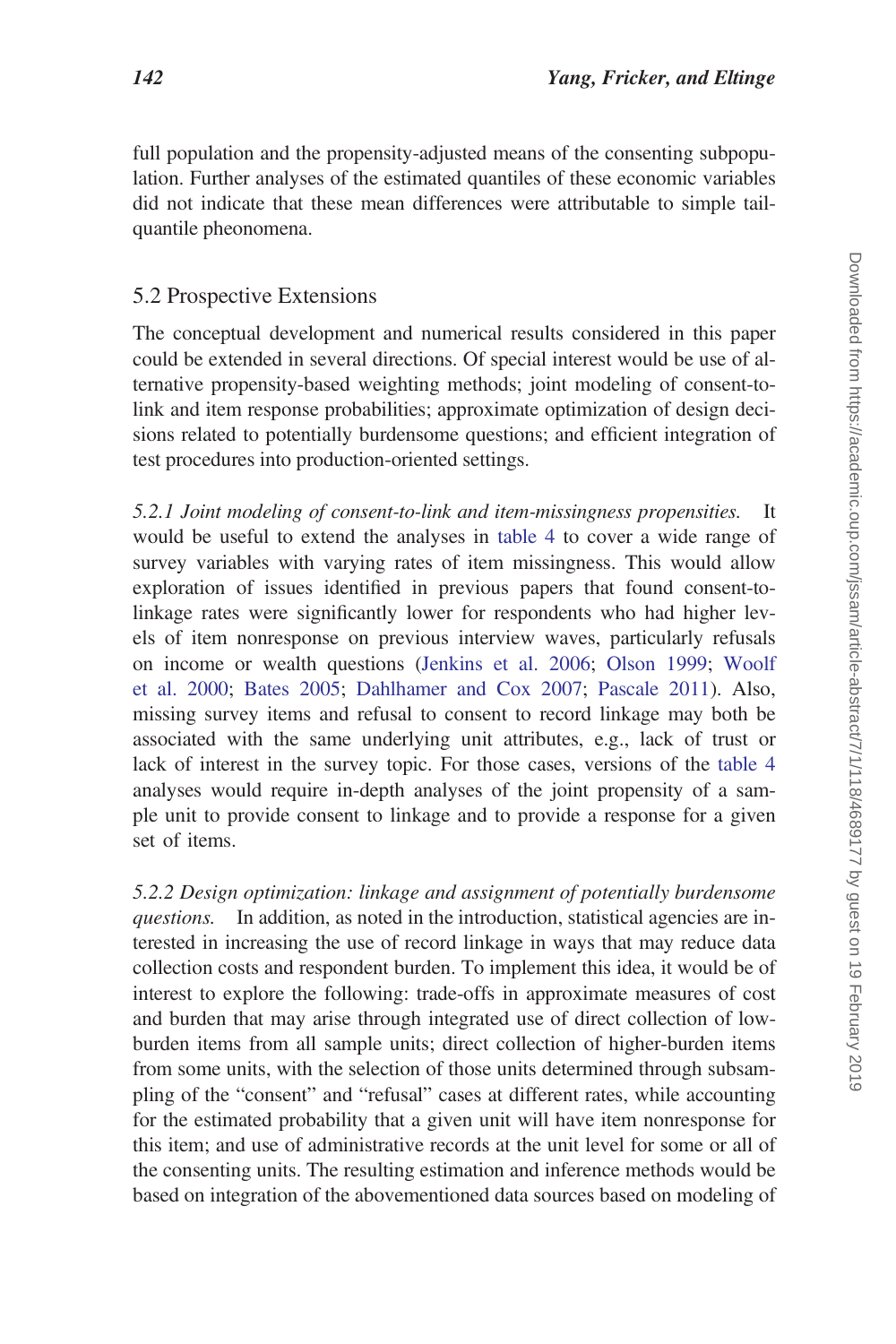full population and the propensity-adjusted means of the consenting subpopulation. Further analyses of the estimated quantiles of these economic variables did not indicate that these mean differences were attributable to simple tail-quantile pheonomena.

## 5.2 Prospective Extensions

The conceptual development and numerical results considered in this paper could be extended in several directions. Of special interest would be use of alternative propensity-based weighting methods; joint modeling of consent-to-link and item response probabilities; approximate optimization of design decisions related to potentially burdensome questions; and efficient integration of test procedures into production-oriented settings.

*5.2.1 Joint modeling of consent-to-link and item-missingness propensities.* It would be useful to extend the analyses in table 4 to cover a wide range of survey variables with varying rates of item missingness. This would allow exploration of issues identified in previous papers that found consent-to-linkage rates were significantly lower for respondents who had higher levels of item nonresponse on previous interview waves, particularly refusals on income or wealth questions (Jenkins et al. 2006; Olson 1999; Woolf et al. 2000; Bates 2005; Dahlhamer and Cox 2007; Pascale 2011). Also, missing survey items and refusal to consent to record linkage may both be associated with the same underlying unit attributes, e.g., lack of trust or lack of interest in the survey topic. For those cases, versions of the table 4 analyses would require in-depth analyses of the joint propensity of a sample unit to provide consent to linkage and to provide a response for a given set of items.

*5.2.2 Design optimization: linkage and assignment of potentially burdensome questions.* In addition, as noted in the introduction, statistical agencies are interested in increasing the use of record linkage in ways that may reduce data collection costs and respondent burden. To implement this idea, it would be of interest to explore the following: trade-offs in approximate measures of cost and burden that may arise through integrated use of direct collection of low-burden items from all sample units; direct collection of higher-burden items from some units, with the selection of those units determined through subsampling of the "consent" and "refusal" cases at different rates, while accounting for the estimated probability that a given unit will have item nonresponse for this item; and use of administrative records at the unit level for some or all of the consenting units. The resulting estimation and inference methods would be based on integration of the abovementioned data sources based on modeling of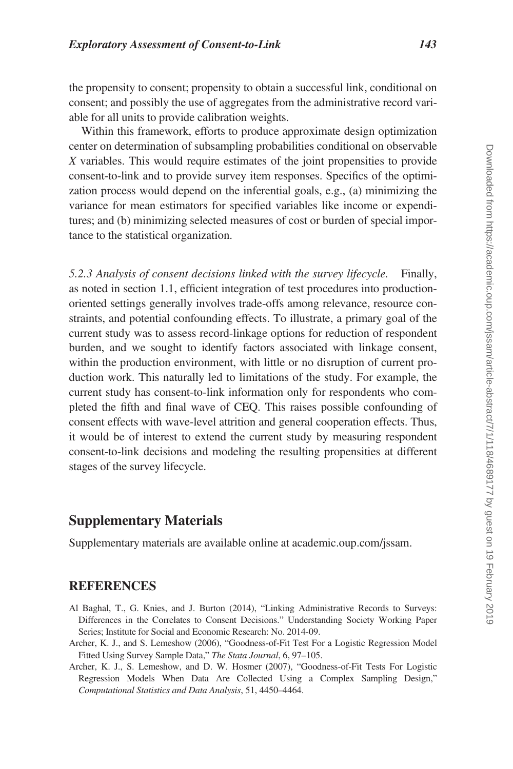the propensity to consent; propensity to obtain a successful link, conditional on consent; and possibly the use of aggregates from the administrative record variable for all units to provide calibration weights.

Within this framework, efforts to produce approximate design optimization center on determination of subsampling probabilities conditional on observable $X$ variables. This would require estimates of the joint propensities to provide consent-to-link and to provide survey item responses. Specifics of the optimization process would depend on the inferential goals, e.g., (a) minimizing the variance for mean estimators for specified variables like income or expenditures; and (b) minimizing selected measures of cost or burden of special importance to the statistical organization.

*5.2.3 Analysis of consent decisions linked with the survey lifecycle.* Finally, as noted in section 1.1, efficient integration of test procedures into production-oriented settings generally involves trade-offs among relevance, resource constraints, and potential confounding effects. To illustrate, a primary goal of the current study was to assess record-linkage options for reduction of respondent burden, and we sought to identify factors associated with linkage consent, within the production environment, with little or no disruption of current production work. This naturally led to limitations of the study. For example, the current study has consent-to-link information only for respondents who completed the fifth and final wave of CEQ. This raises possible confounding of consent effects with wave-level attrition and general cooperation effects. Thus, it would be of interest to extend the current study by measuring respondent consent-to-link decisions and modeling the resulting propensities at different stages of the survey lifecycle.

## Supplementary Materials

Supplementary materials are available online at academic.oup.com/jssam.

## REFERENCES

Al Baghal, T., G. Knies, and J. Burton (2014), "Linking Administrative Records to Surveys: Differences in the Correlates to Consent Decisions." Understanding Society Working Paper Series; Institute for Social and Economic Research: No. 2014-09.

Archer, K. J., and S. Lemeshow (2006), "Goodness-of-Fit Test For a Logistic Regression Model Fitted Using Survey Sample Data," *The Stata Journal*, 6, 97–105.

Archer, K. J., S. Lemeshow, and D. W. Hosmer (2007), "Goodness-of-Fit Tests For Logistic Regression Models When Data Are Collected Using a Complex Sampling Design," *Computational Statistics and Data Analysis*, 51, 4450–4464.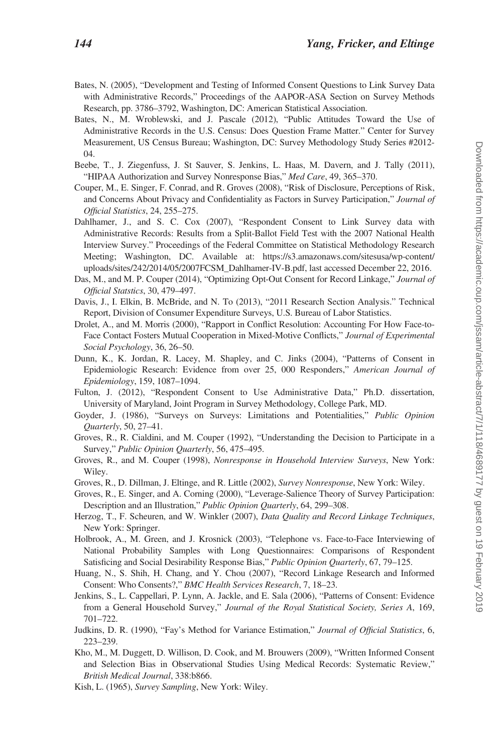Bates, N. (2005), "Development and Testing of Informed Consent Questions to Link Survey Data with Administrative Records," Proceedings of the AAPOR-ASA Section on Survey Methods Research, pp. 3786–3792, Washington, DC: American Statistical Association.

Bates, N., M. Wroblewski, and J. Pascale (2012), "Public Attitudes Toward the Use of Administrative Records in the U.S. Census: Does Question Frame Matter." Center for Survey Measurement, US Census Bureau; Washington, DC: Survey Methodology Study Series #2012-04.

Beebe, T., J. Ziegenfuss, J. St Sauver, S. Jenkins, L. Haas, M. Davern, and J. Tally (2011), "HIPAA Authorization and Survey Nonresponse Bias," *Med Care*, 49, 365–370.

Couper, M., E. Singer, F. Conrad, and R. Groves (2008), "Risk of Disclosure, Perceptions of Risk, and Concerns About Privacy and Confidentiality as Factors in Survey Participation," *Journal of Official Statistics*, 24, 255–275.

Dahlhamer, J., and S. C. Cox (2007), "Respondent Consent to Link Survey data with Administrative Records: Results from a Split-Ballot Field Test with the 2007 National Health Interview Survey." Proceedings of the Federal Committee on Statistical Methodology Research Meeting; Washington, DC. Available at: https://s3.amazonaws.com/sitesusa/wp-content/uploads/sites/242/2014/05/2007FCSM_Dahlhamer-IV-B.pdf, last accessed December 22, 2016.

Das, M., and M. P. Couper (2014), "Optimizing Opt-Out Consent for Record Linkage," *Journal of Official Statstics*, 30, 479–497.

Davis, J., I. Elkin, B. McBride, and N. To (2013), "2011 Research Section Analysis." Technical Report, Division of Consumer Expenditure Surveys, U.S. Bureau of Labor Statistics.

Drolet, A., and M. Morris (2000), "Rapport in Conflict Resolution: Accounting For How Face-to-Face Contact Fosters Mutual Cooperation in Mixed-Motive Conflicts," *Journal of Experimental Social Psychology*, 36, 26–50.

Dunn, K., K. Jordan, R. Lacey, M. Shapley, and C. Jinks (2004), "Patterns of Consent in Epidemiologic Research: Evidence from over 25, 000 Responders," *American Journal of Epidemiology*, 159, 1087–1094.

Fulton, J. (2012), "Respondent Consent to Use Administrative Data," Ph.D. dissertation, University of Maryland, Joint Program in Survey Methodology, College Park, MD.

Goyder, J. (1986), "Surveys on Surveys: Limitations and Potentialities," *Public Opinion Quarterly*, 50, 27–41.

Groves, R., R. Cialdini, and M. Couper (1992), "Understanding the Decision to Participate in a Survey," *Public Opinion Quarterly*, 56, 475–495.

Groves, R., and M. Couper (1998), *Nonresponse in Household Interview Surveys*, New York: Wiley.

Groves, R., D. Dillman, J. Eltinge, and R. Little (2002), *Survey Nonresponse*, New York: Wiley.

Groves, R., E. Singer, and A. Corning (2000), "Leverage-Salience Theory of Survey Participation: Description and an Illustration," *Public Opinion Quarterly*, 64, 299–308.

Herzog, T., F. Scheuren, and W. Winkler (2007), *Data Quality and Record Linkage Techniques*, New York: Springer.

Holbrook, A., M. Green, and J. Krosnick (2003), "Telephone vs. Face-to-Face Interviewing of National Probability Samples with Long Questionnaires: Comparisons of Respondent Satisficing and Social Desirability Response Bias," *Public Opinion Quarterly*, 67, 79–125.

Huang, N., S. Shih, H. Chang, and Y. Chou (2007), "Record Linkage Research and Informed Consent: Who Consents?," *BMC Health Services Research*, 7, 18–23.

Jenkins, S., L. Cappellari, P. Lynn, A. Jackle, and E. Sala (2006), "Patterns of Consent: Evidence from a General Household Survey," *Journal of the Royal Statistical Society, Series A*, 169, 701–722.

Judkins, D. R. (1990), "Fay's Method for Variance Estimation," *Journal of Official Statistics*, 6, 223–239.

Kho, M., M. Duggett, D. Willison, D. Cook, and M. Brouwers (2009), "Written Informed Consent and Selection Bias in Observational Studies Using Medical Records: Systematic Review," *British Medical Journal*, 338:b866.

Kish, L. (1965), *Survey Sampling*, New York: Wiley.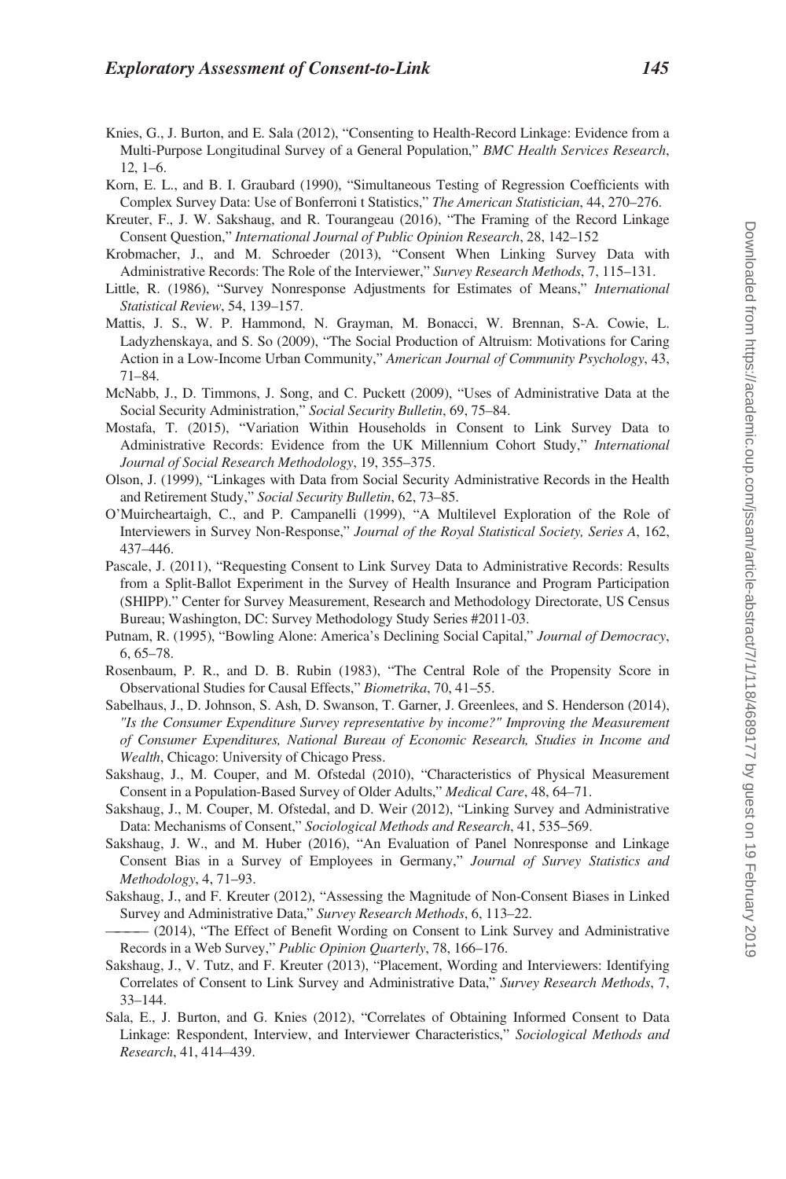Knies, G., J. Burton, and E. Sala (2012), "Consenting to Health-Record Linkage: Evidence from a Multi-Purpose Longitudinal Survey of a General Population," *BMC Health Services Research*, 12, 1–6.

Korn, E. L., and B. I. Graubard (1990), "Simultaneous Testing of Regression Coefficients with Complex Survey Data: Use of Bonferroni t Statistics," *The American Statistician*, 44, 270–276.

Kreuter, F., J. W. Sakshaug, and R. Tourangeau (2016), "The Framing of the Record Linkage Consent Question," *International Journal of Public Opinion Research*, 28, 142–152

Krobmacher, J., and M. Schroeder (2013), "Consent When Linking Survey Data with Administrative Records: The Role of the Interviewer," *Survey Research Methods*, 7, 115–131.

Little, R. (1986), "Survey Nonresponse Adjustments for Estimates of Means," *International Statistical Review*, 54, 139–157.

Mattis, J. S., W. P. Hammond, N. Grayman, M. Bonacci, W. Brennan, S-A. Cowie, L. Ladyzhenskaya, and S. So (2009), "The Social Production of Altruism: Motivations for Caring Action in a Low-Income Urban Community," *American Journal of Community Psychology*, 43, 71–84.

McNabb, J., D. Timmons, J. Song, and C. Puckett (2009), "Uses of Administrative Data at the Social Security Administration," *Social Security Bulletin*, 69, 75–84.

Mostafa, T. (2015), "Variation Within Households in Consent to Link Survey Data to Administrative Records: Evidence from the UK Millennium Cohort Study," *International Journal of Social Research Methodology*, 19, 355–375.

Olson, J. (1999), "Linkages with Data from Social Security Administrative Records in the Health and Retirement Study," *Social Security Bulletin*, 62, 73–85.

O'Muircheartaigh, C., and P. Campanelli (1999), "A Multilevel Exploration of the Role of Interviewers in Survey Non-Response," *Journal of the Royal Statistical Society, Series A*, 162, 437–446.

Pascale, J. (2011), "Requesting Consent to Link Survey Data to Administrative Records: Results from a Split-Ballot Experiment in the Survey of Health Insurance and Program Participation (SHIPP)." Center for Survey Measurement, Research and Methodology Directorate, US Census Bureau; Washington, DC: Survey Methodology Study Series #2011-03.

Putnam, R. (1995), "Bowling Alone: America's Declining Social Capital," *Journal of Democracy*, 6, 65–78.

Rosenbaum, P. R., and D. B. Rubin (1983), "The Central Role of the Propensity Score in Observational Studies for Causal Effects," *Biometrika*, 70, 41–55.

Sabelhaus, J., D. Johnson, S. Ash, D. Swanson, T. Garner, J. Greenlees, and S. Henderson (2014), *"Is the Consumer Expenditure Survey representative by income?" Improving the Measurement of Consumer Expenditures, National Bureau of Economic Research, Studies in Income and Wealth*, Chicago: University of Chicago Press.

Sakshaug, J., M. Couper, and M. Ofstedal (2010), "Characteristics of Physical Measurement Consent in a Population-Based Survey of Older Adults," *Medical Care*, 48, 64–71.

Sakshaug, J., M. Couper, M. Ofstedal, and D. Weir (2012), "Linking Survey and Administrative Data: Mechanisms of Consent," *Sociological Methods and Research*, 41, 535–569.

Sakshaug, J. W., and M. Huber (2016), "An Evaluation of Panel Nonresponse and Linkage Consent Bias in a Survey of Employees in Germany," *Journal of Survey Statistics and Methodology*, 4, 71–93.

Sakshaug, J., and F. Kreuter (2012), "Assessing the Magnitude of Non-Consent Biases in Linked Survey and Administrative Data," *Survey Research Methods*, 6, 113–22.

——— (2014), "The Effect of Benefit Wording on Consent to Link Survey and Administrative Records in a Web Survey," *Public Opinion Quarterly*, 78, 166–176.

Sakshaug, J., V. Tutz, and F. Kreuter (2013), "Placement, Wording and Interviewers: Identifying Correlates of Consent to Link Survey and Administrative Data," *Survey Research Methods*, 7, 33–144.

Sala, E., J. Burton, and G. Knies (2012), "Correlates of Obtaining Informed Consent to Data Linkage: Respondent, Interview, and Interviewer Characteristics," *Sociological Methods and Research*, 41, 414–439.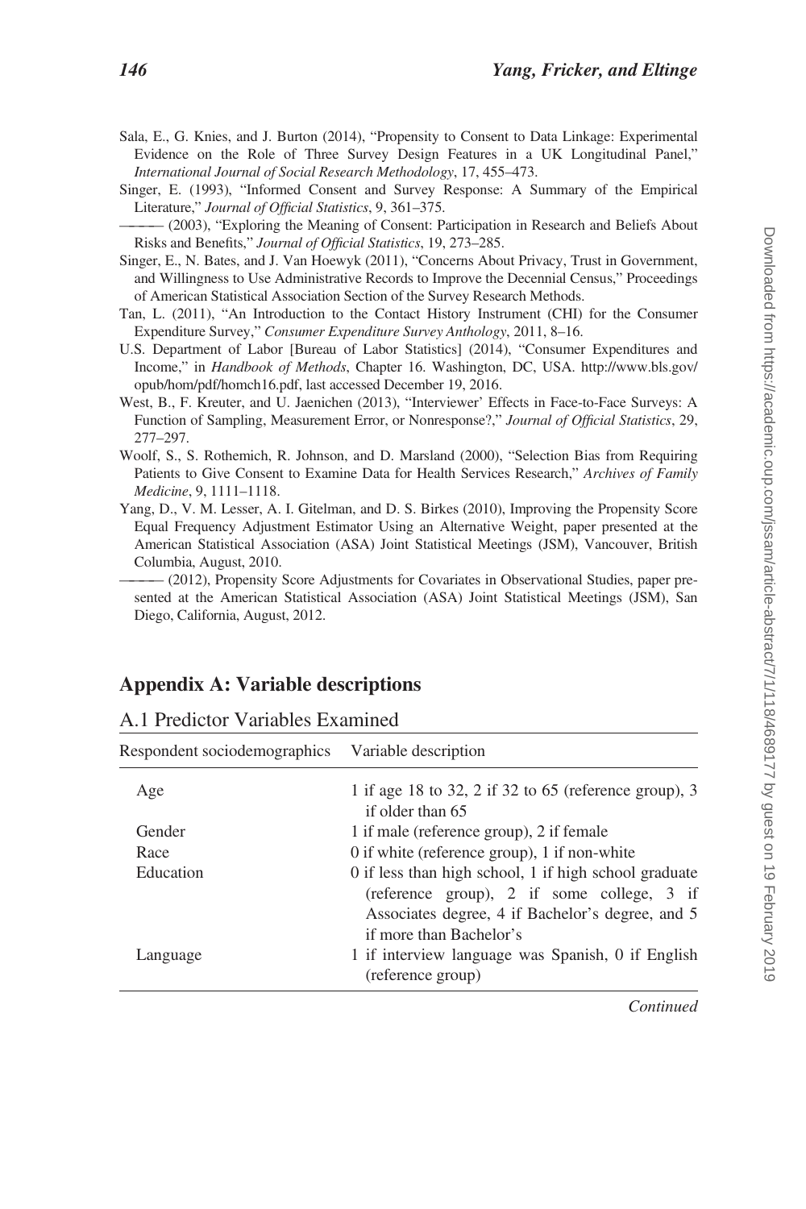Sala, E., G. Knies, and J. Burton (2014), "Propensity to Consent to Data Linkage: Experimental Evidence on the Role of Three Survey Design Features in a UK Longitudinal Panel," *International Journal of Social Research Methodology*, 17, 455–473.

Singer, E. (1993), "Informed Consent and Survey Response: A Summary of the Empirical Literature," *Journal of Official Statistics*, 9, 361–375.

——— (2003), "Exploring the Meaning of Consent: Participation in Research and Beliefs About Risks and Benefits," *Journal of Official Statistics*, 19, 273–285.

Singer, E., N. Bates, and J. Van Hoewyk (2011), "Concerns About Privacy, Trust in Government, and Willingness to Use Administrative Records to Improve the Decennial Census," Proceedings of American Statistical Association Section of the Survey Research Methods.

Tan, L. (2011), "An Introduction to the Contact History Instrument (CHI) for the Consumer Expenditure Survey," *Consumer Expenditure Survey Anthology*, 2011, 8–16.

U.S. Department of Labor [Bureau of Labor Statistics] (2014), "Consumer Expenditures and Income," in *Handbook of Methods*, Chapter 16. Washington, DC, USA. http://www.bls.gov/opub/hom/pdf/homch16.pdf, last accessed December 19, 2016.

West, B., F. Kreuter, and U. Jaenichen (2013), "Interviewer' Effects in Face-to-Face Surveys: A Function of Sampling, Measurement Error, or Nonresponse?," *Journal of Official Statistics*, 29, 277–297.

Woolf, S., S. Rothemich, R. Johnson, and D. Marsland (2000), "Selection Bias from Requiring Patients to Give Consent to Examine Data for Health Services Research," *Archives of Family Medicine*, 9, 1111–1118.

Yang, D., V. M. Lesser, A. I. Gitelman, and D. S. Birkes (2010), Improving the Propensity Score Equal Frequency Adjustment Estimator Using an Alternative Weight, paper presented at the American Statistical Association (ASA) Joint Statistical Meetings (JSM), Vancouver, British Columbia, August, 2010.

——— (2012), Propensity Score Adjustments for Covariates in Observational Studies, paper presented at the American Statistical Association (ASA) Joint Statistical Meetings (JSM), San Diego, California, August, 2012.

## Appendix A: Variable descriptions

### A.1 Predictor Variables Examined

| Respondent sociodemographics | Variable description |
|---|---|
| Age | 1 if age 18 to 32, 2 if 32 to 65 (reference group), 3 if older than 65 |
| Gender | 1 if male (reference group), 2 if female |
| Race | 0 if white (reference group), 1 if non-white |
| Education | 0 if less than high school, 1 if high school graduate (reference group), 2 if some college, 3 if Associates degree, 4 if Bachelor's degree, and 5 if more than Bachelor's |
| Language | 1 if interview language was Spanish, 0 if English (reference group) |

*Continued*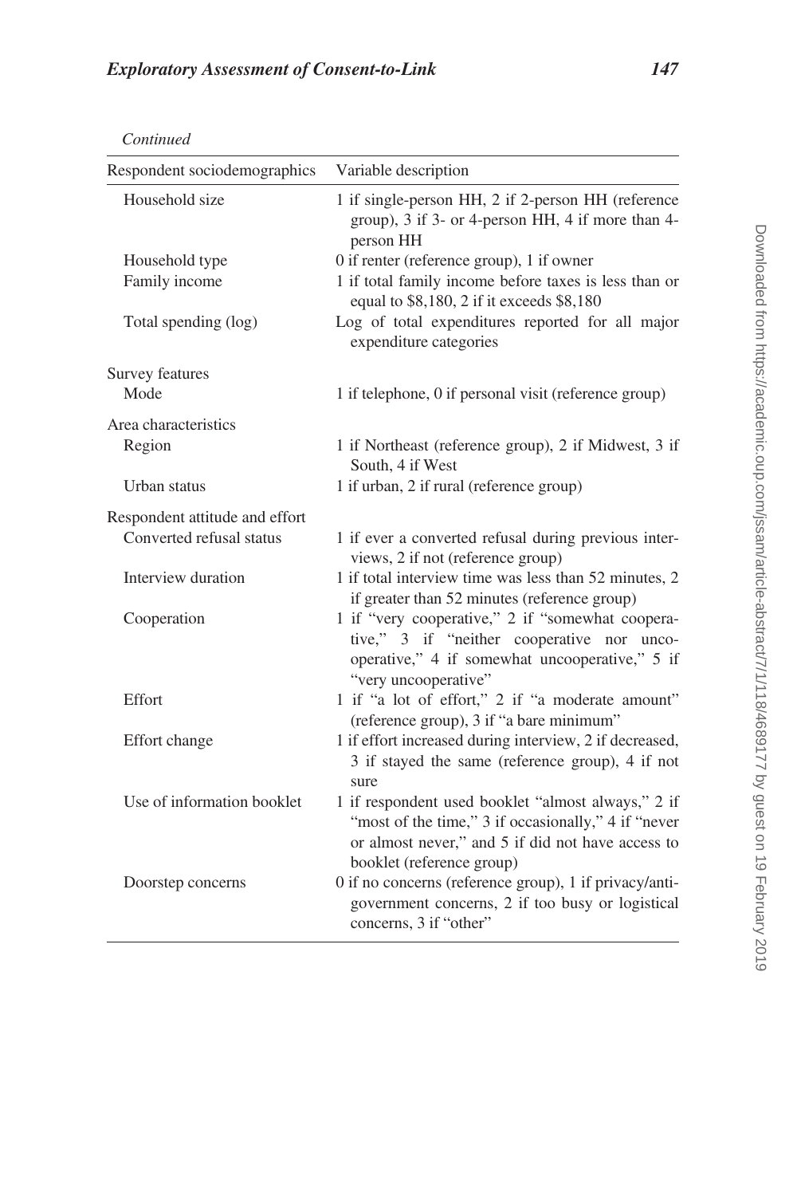*Continued*

| Respondent sociodemographics | Variable description |
|---|---|
| Household size | 1 if single-person HH, 2 if 2-person HH (reference group), 3 if 3- or 4-person HH, 4 if more than 4-person HH |
| Household type | 0 if renter (reference group), 1 if owner |
| Family income | 1 if total family income before taxes is less than or equal to $8,180, 2 if it exceeds $8,180 |
| Total spending (log) | Log of total expenditures reported for all major expenditure categories |
| Survey features | |
| Mode | 1 if telephone, 0 if personal visit (reference group) |
| Area characteristics | |
| Region | 1 if Northeast (reference group), 2 if Midwest, 3 if South, 4 if West |
| Urban status | 1 if urban, 2 if rural (reference group) |
| Respondent attitude and effort | |
| Converted refusal status | 1 if ever a converted refusal during previous interviews, 2 if not (reference group) |
| Interview duration | 1 if total interview time was less than 52 minutes, 2 if greater than 52 minutes (reference group) |
| Cooperation | 1 if "very cooperative," 2 if "somewhat cooperative," 3 if "neither cooperative nor uncooperative," 4 if somewhat uncooperative," 5 if "very uncooperative" |
| Effort | 1 if "a lot of effort," 2 if "a moderate amount" (reference group), 3 if "a bare minimum" |
| Effort change | 1 if effort increased during interview, 2 if decreased, 3 if stayed the same (reference group), 4 if not sure |
| Use of information booklet | 1 if respondent used booklet "almost always," 2 if "most of the time," 3 if occasionally," 4 if "never or almost never," and 5 if did not have access to booklet (reference group) |
| Doorstep concerns | 0 if no concerns (reference group), 1 if privacy/anti-government concerns, 2 if too busy or logistical concerns, 3 if "other" |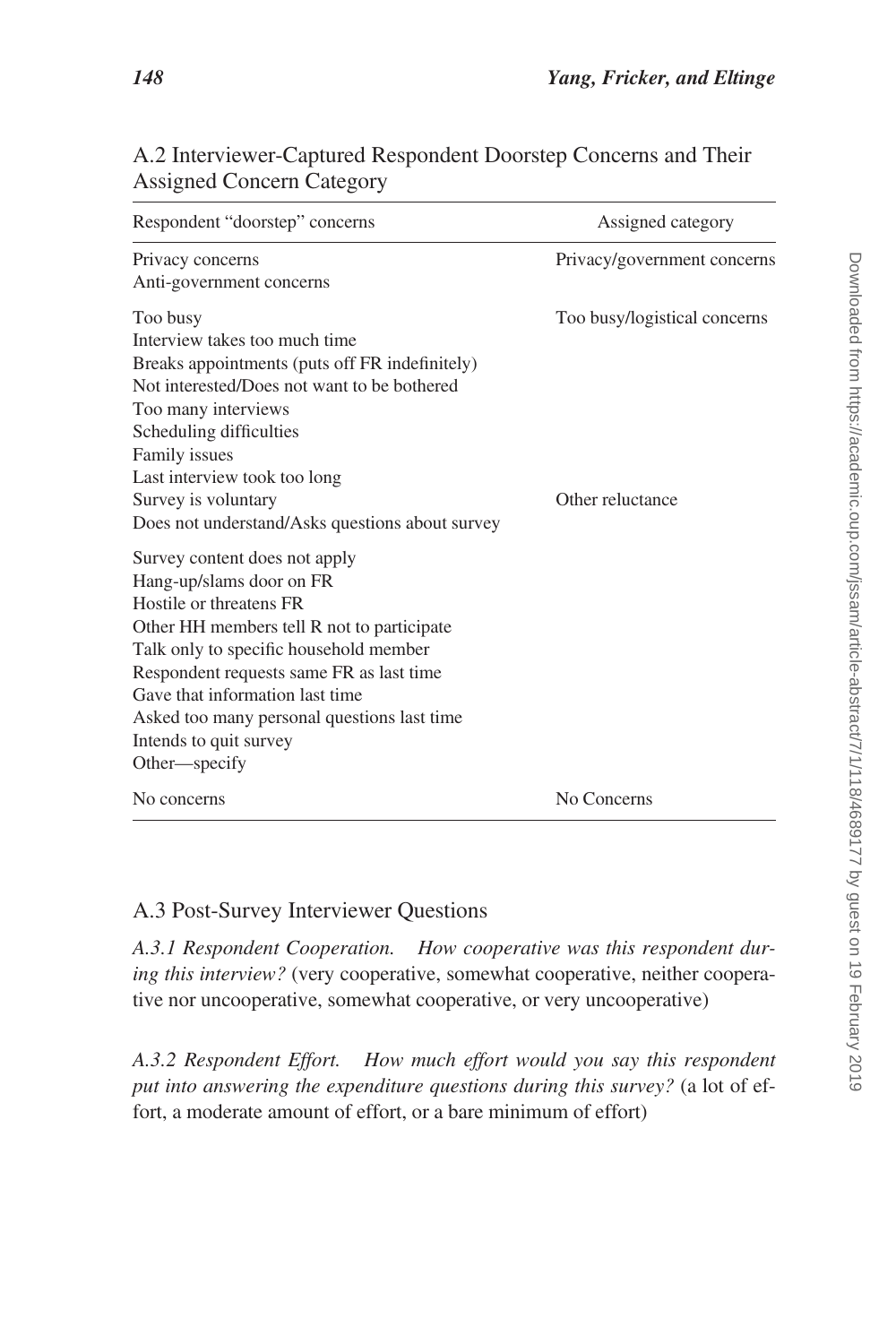### A.2 Interviewer-Captured Respondent Doorstep Concerns and Their Assigned Concern Category

| Respondent "doorstep" concerns | Assigned category |
|---|---|
| Privacy concerns | Privacy/government concerns |
| Anti-government concerns | |
| Too busy | Too busy/logistical concerns |
| Interview takes too much time | |
| Breaks appointments (puts off FR indefinitely) | |
| Not interested/Does not want to be bothered | |
| Too many interviews | |
| Scheduling difficulties | |
| Family issues | |
| Last interview took too long | |
| Survey is voluntary | Other reluctance |
| Does not understand/Asks questions about survey | |
| Survey content does not apply | |
| Hang-up/slams door on FR | |
| Hostile or threatens FR | |
| Other HH members tell R not to participate | |
| Talk only to specific household member | |
| Respondent requests same FR as last time | |
| Gave that information last time | |
| Asked too many personal questions last time | |
| Intends to quit survey | |
| Other—specify | |
| No concerns | No Concerns |

### A.3 Post-Survey Interviewer Questions

*A.3.1 Respondent Cooperation.* *How cooperative was this respondent during this interview?* (very cooperative, somewhat cooperative, neither cooperative nor uncooperative, somewhat cooperative, or very uncooperative)

*A.3.2 Respondent Effort.* *How much effort would you say this respondent put into answering the expenditure questions during this survey?* (a lot of effort, a moderate amount of effort, or a bare minimum of effort)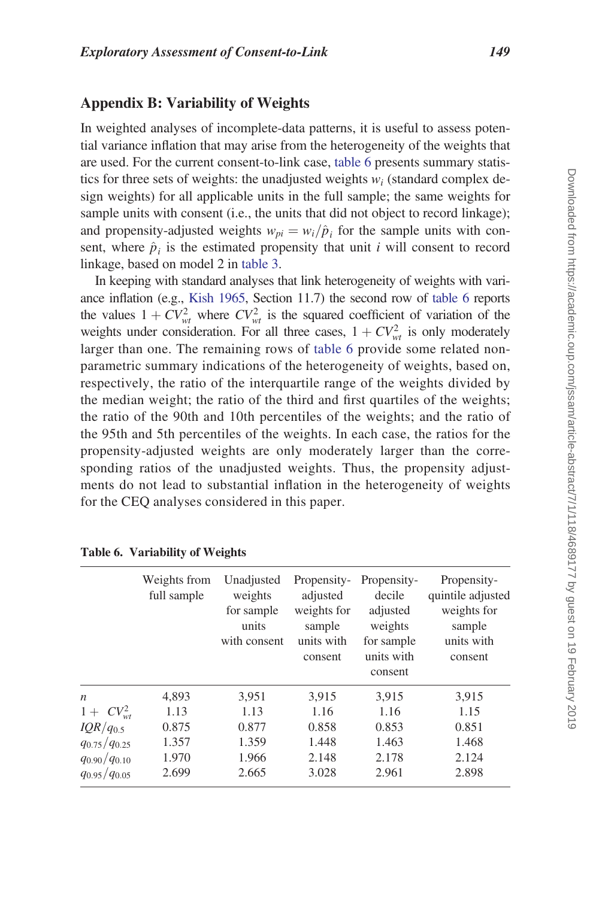## Appendix B: Variability of Weights

In weighted analyses of incomplete-data patterns, it is useful to assess potential variance inflation that may arise from the heterogeneity of the weights that are used. For the current consent-to-link case, table 6 presents summary statistics for three sets of weights: the unadjusted weights $w_i$ (standard complex design weights) for all applicable units in the full sample; the same weights for sample units with consent (i.e., the units that did not object to record linkage); and propensity-adjusted weights $w_{pi} = w_i/\hat{p}_i$ for the sample units with consent, where $\hat{p}_i$ is the estimated propensity that unit $i$ will consent to record linkage, based on model 2 in table 3.

In keeping with standard analyses that link heterogeneity of weights with variance inflation (e.g., Kish 1965, Section 11.7) the second row of table 6 reports the values $1 + CV_{wt}^2$ where $CV_{wt}^2$ is the squared coefficient of variation of the weights under consideration. For all three cases, $1 + CV_{wt}^2$ is only moderately larger than one. The remaining rows of table 6 provide some related non-parametric summary indications of the heterogeneity of weights, based on, respectively, the ratio of the interquartile range of the weights divided by the median weight; the ratio of the third and first quartiles of the weights; the ratio of the 90th and 10th percentiles of the weights; and the ratio of the 95th and 5th percentiles of the weights. In each case, the ratios for the propensity-adjusted weights are only moderately larger than the corresponding ratios of the unadjusted weights. Thus, the propensity adjustments do not lead to substantial inflation in the heterogeneity of weights for the CEQ analyses considered in this paper.

**Table 6. Variability of Weights**

| | Weights from full sample | Unadjusted weights for sample units with consent | Propensity-adjusted weights for sample units with consent | Propensity-decile adjusted weights for sample units with consent | Propensity-quintile adjusted weights for sample units with consent |
|---|---|---|---|---|---|
| $n$ | 4,893 | 3,951 | 3,915 | 3,915 | 3,915 |
| $1 + CV_{wt}^2$ | 1.13 | 1.13 | 1.16 | 1.16 | 1.15 |
| $IQR/q_{0.5}$ | 0.875 | 0.877 | 0.858 | 0.853 | 0.851 |
| $q_{0.75}/q_{0.25}$ | 1.357 | 1.359 | 1.448 | 1.463 | 1.468 |
| $q_{0.90}/q_{0.10}$ | 1.970 | 1.966 | 2.148 | 2.178 | 2.124 |
| $q_{0.95}/q_{0.05}$ | 2.699 | 2.665 | 3.028 | 2.961 | 2.898 |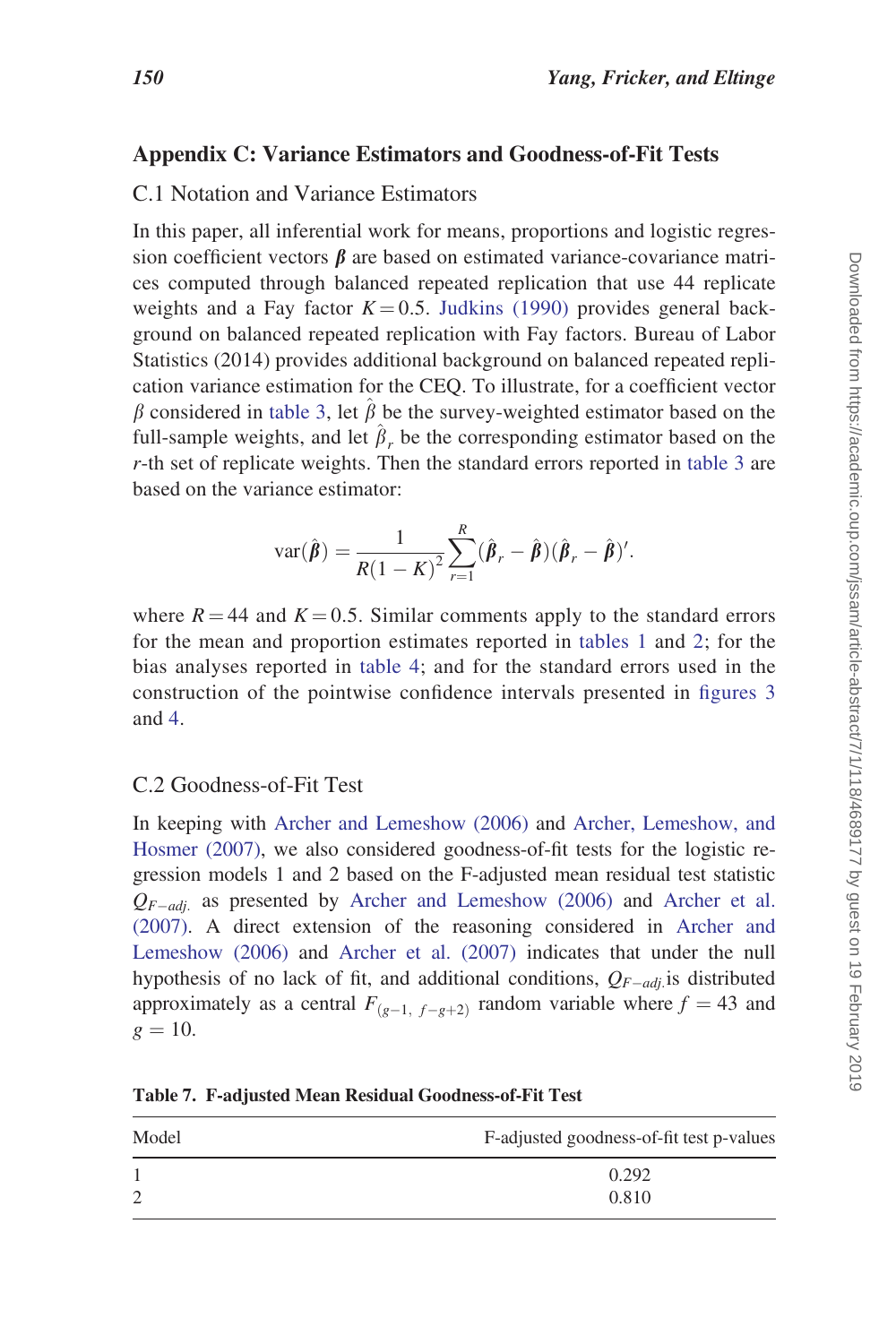## Appendix C: Variance Estimators and Goodness-of-Fit Tests

### C.1 Notation and Variance Estimators

In this paper, all inferential work for means, proportions and logistic regression coefficient vectors $\boldsymbol{\beta}$ are based on estimated variance-covariance matrices computed through balanced repeated replication that use 44 replicate weights and a Fay factor $K = 0.5$. Judkins (1990) provides general background on balanced repeated replication with Fay factors. Bureau of Labor Statistics (2014) provides additional background on balanced repeated replication variance estimation for the CEQ. To illustrate, for a coefficient vector $\beta$ considered in table 3, let $\hat{\beta}$ be the survey-weighted estimator based on the full-sample weights, and let $\hat{\beta}_r$ be the corresponding estimator based on the $r$-th set of replicate weights. Then the standard errors reported in table 3 are based on the variance estimator:

$$\text{var}(\hat{\boldsymbol{\beta}}) = \frac{1}{R(1-K)^2} \sum_{r=1}^{R} (\hat{\boldsymbol{\beta}}_r - \hat{\boldsymbol{\beta}})(\hat{\boldsymbol{\beta}}_r - \hat{\boldsymbol{\beta}})'.$$

where $R = 44$ and $K = 0.5$. Similar comments apply to the standard errors for the mean and proportion estimates reported in tables 1 and 2; for the bias analyses reported in table 4; and for the standard errors used in the construction of the pointwise confidence intervals presented in figures 3 and 4.

### C.2 Goodness-of-Fit Test

In keeping with Archer and Lemeshow (2006) and Archer, Lemeshow, and Hosmer (2007), we also considered goodness-of-fit tests for the logistic regression models 1 and 2 based on the F-adjusted mean residual test statistic $Q_{F-adj.}$ as presented by Archer and Lemeshow (2006) and Archer et al. (2007). A direct extension of the reasoning considered in Archer and Lemeshow (2006) and Archer et al. (2007) indicates that under the null hypothesis of no lack of fit, and additional conditions, $Q_{F-adj.}$is distributed approximately as a central $F_{(g-1,\ f-g+2)}$ random variable where $f = 43$ and $g = 10$.

**Table 7. F-adjusted Mean Residual Goodness-of-Fit Test**

| Model | F-adjusted goodness-of-fit test p-values |
|---|---|
| 1 | 0.292 |
| 2 | 0.810 |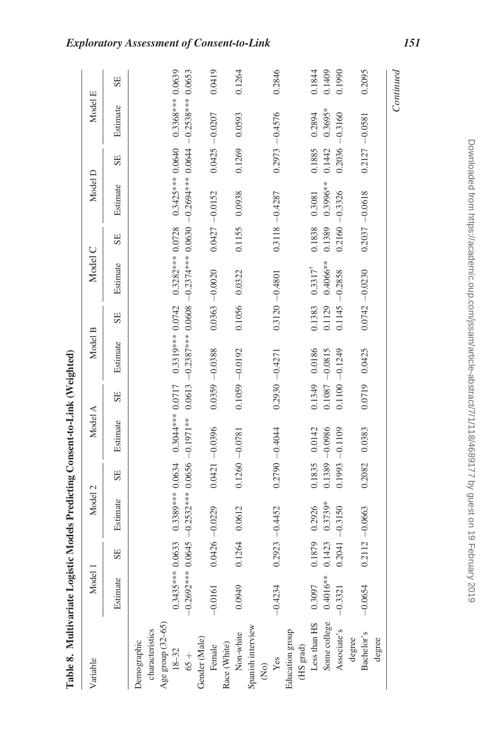**Table 8. Multivariate Logistic Models Predicting Consent-to-Link (Weighted)**

| Variable | Model 1 | | Model 2 | | Model A | | Model B | | Model C | | Model D | | Model E | |
|---|---|---|---|---|---|---|---|---|---|---|---|---|---|---|
| | Estimate | SE | Estimate | SE | Estimate | SE | Estimate | SE | Estimate | SE | Estimate | SE | Estimate | SE |
| Demographic characteristics | | | | | | | | | | | | | | |
| Age group (32–65) | | | | | | | | | | | | | | |
| 18–32 | 0.3435*** | 0.0633 | 0.3389*** | 0.0634 | 0.3044*** | 0.0717 | 0.3319*** | 0.0742 | 0.3282*** | 0.0728 | 0.3425*** | 0.0640 | 0.3368*** | 0.0639 |
| 65 + | −0.2692*** | 0.0645 | −0.2532*** | 0.0656 | −0.1971** | 0.0613 | −0.2387*** | 0.0608 | −0.2374*** | 0.0630 | −0.2694*** | 0.0644 | −0.2538*** | 0.0653 |
| Gender (Male) | | | | | | | | | | | | | | |
| Female | −0.0161 | 0.0426 | −0.0229 | 0.0421 | −0.0396 | 0.0359 | −0.0388 | 0.0363 | −0.0020 | 0.0427 | −0.0152 | 0.0425 | −0.0207 | 0.0419 |
| Race (White) | | | | | | | | | | | | | | |
| Non-white | 0.0949 | 0.1264 | 0.0612 | 0.1260 | −0.0781 | 0.1059 | −0.0192 | 0.1056 | 0.0322 | 0.1155 | 0.0938 | 0.1269 | 0.0593 | 0.1264 |
| Spanish interview (No) | | | | | | | | | | | | | | |
| Yes | −0.4234 | 0.2923 | −0.4452 | 0.2790 | −0.4044 | 0.2930 | −0.4271 | 0.3120 | −0.4801 | 0.3118 | −0.4287 | 0.2973 | −0.4576 | 0.2846 |
| Education group (HS grad) | | | | | | | | | | | | | | |
| Less than HS | 0.3097 | 0.1879 | 0.2926 | 0.1835 | 0.0142 | 0.1349 | 0.0186 | 0.1383 | 0.3317[†] | 0.1838 | 0.3081 | 0.1885 | 0.2894 | 0.1844 |
| Some college | 0.4016** | 0.1423 | 0.3739* | 0.1389 | −0.0986 | 0.1087 | −0.0815 | 0.1129 | 0.4066** | 0.1389 | 0.3996** | 0.1442 | 0.3695* | 0.1409 |
| Associate's degree | −0.3321 | 0.2041 | −0.3150 | 0.1993 | −0.1109 | 0.1100 | −0.1249 | 0.1145 | −0.2858 | 0.2160 | −0.3326 | 0.2036 | −0.3160 | 0.1990 |
| Bachelor's degree | −0.0654 | 0.2112 | −0.0663 | 0.2082 | 0.0383 | 0.0719 | 0.0425 | 0.0742 | −0.0230 | 0.2037 | −0.0618 | 0.2127 | −0.0581 | 0.2095 |

*Continued*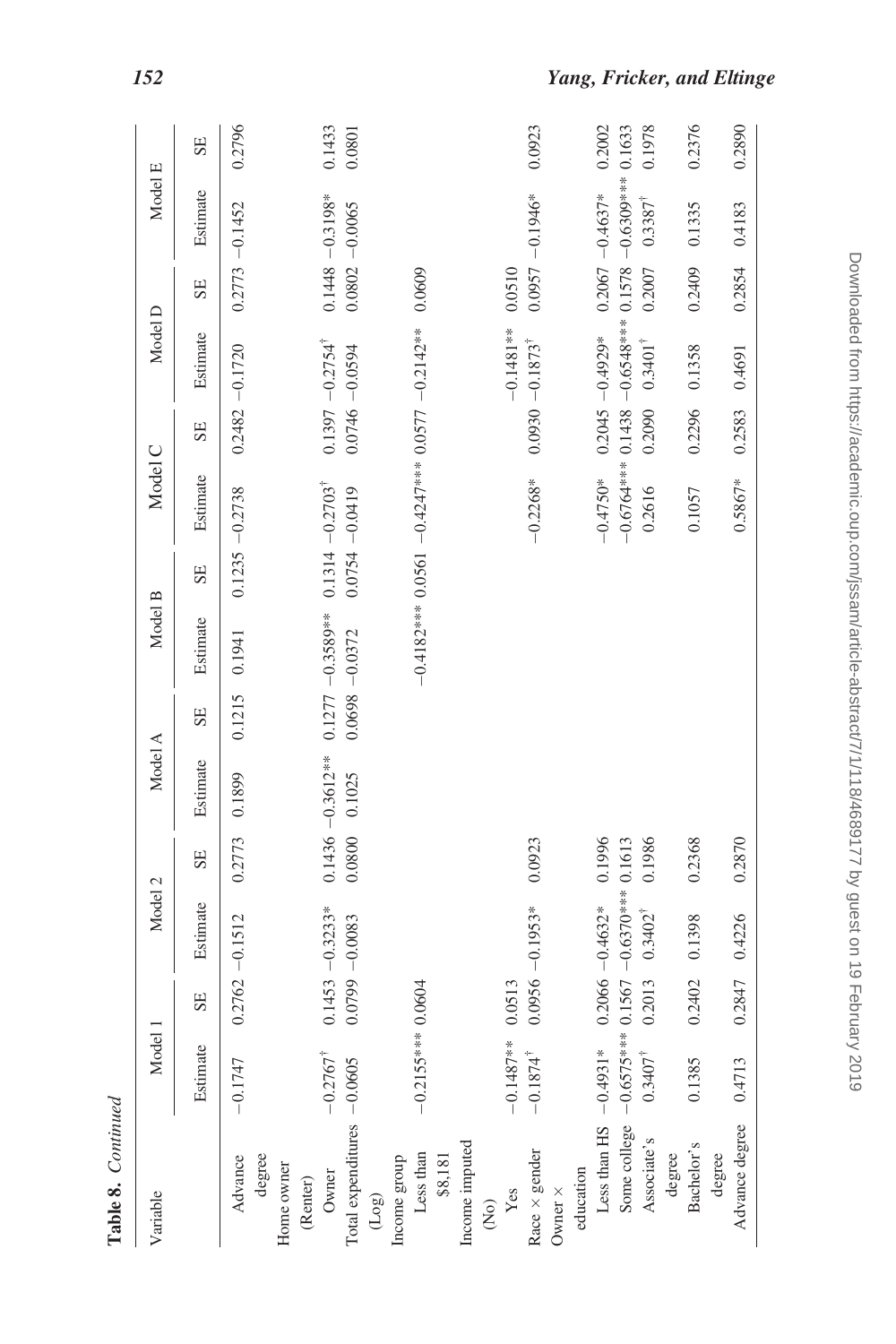**Table 8.** *Continued*

| Variable | Model 1 | | Model 2 | | Model A | | Model B | | Model C | | Model D | | Model E | |
|---|---|---|---|---|---|---|---|---|---|---|---|---|---|---|
| | Estimate | SE | Estimate | SE | Estimate | SE | Estimate | SE | Estimate | SE | Estimate | SE | Estimate | SE |
| Advance degree | −0.1747 | 0.2762 | −0.1512 | 0.2773 | 0.1899 | 0.1215 | 0.1941 | 0.1235 | −0.2738 | 0.2482 | −0.1720 | 0.2773 | −0.1452 | 0.2796 |
| Home owner (Renter) | | | | | | | | | | | | | | |
| Owner | −0.2767† | 0.1453 | −0.3233* | 0.1436 | −0.3612** | 0.1277 | −0.3589** | 0.1314 | −0.2703† | 0.1397 | −0.2754† | 0.1448 | −0.3198* | 0.1433 |
| Total expenditures (Log) | −0.0605 | 0.0799 | −0.0083 | 0.0800 | 0.1025 | 0.0698 | −0.0372 | 0.0754 | −0.0419 | 0.0746 | −0.0594 | 0.0802 | −0.0065 | 0.0801 |
| Income group | | | | | | | | | | | | | | |
| Less than \$8,181 | −0.2155*** | 0.0604 | | | | | −0.4182*** | 0.0561 | −0.4247*** | 0.0577 | −0.2142** | 0.0609 | | |
| Income imputed (No) | | | | | | | | | | | | | | |
| Yes | −0.1487** | 0.0513 | | | | | | | | | −0.1481** | 0.0510 | | |
| Race × gender | −0.1874† | 0.0956 | −0.1953* | 0.0923 | | | | | −0.2268* | 0.0930 | −0.1873† | 0.0957 | −0.1946* | 0.0923 |
| Owner × education | | | | | | | | | | | | | | |
| Less than HS | −0.4931* | 0.2066 | −0.4632* | 0.1996 | | | | | −0.4750* | 0.2045 | −0.4929* | 0.2067 | −0.4637* | 0.2002 |
| Some college | −0.6575*** | 0.1567 | −0.6370*** | 0.1613 | | | | | −0.6764*** | 0.1438 | −0.6548*** | 0.1578 | −0.6309*** | 0.1633 |
| Associate's degree | 0.3407† | 0.2013 | 0.3402† | 0.1986 | | | | | 0.2616 | 0.2090 | 0.3401† | 0.2007 | 0.3387† | 0.1978 |
| Bachelor's degree | 0.1385 | 0.2402 | 0.1398 | 0.2368 | | | | | 0.1057 | 0.2296 | 0.1358 | 0.2409 | 0.1335 | 0.2376 |
| Advance degree | 0.4713 | 0.2847 | 0.4226 | 0.2870 | | | | | 0.5867* | 0.2583 | 0.4691 | 0.2854 | 0.4183 | 0.2890 |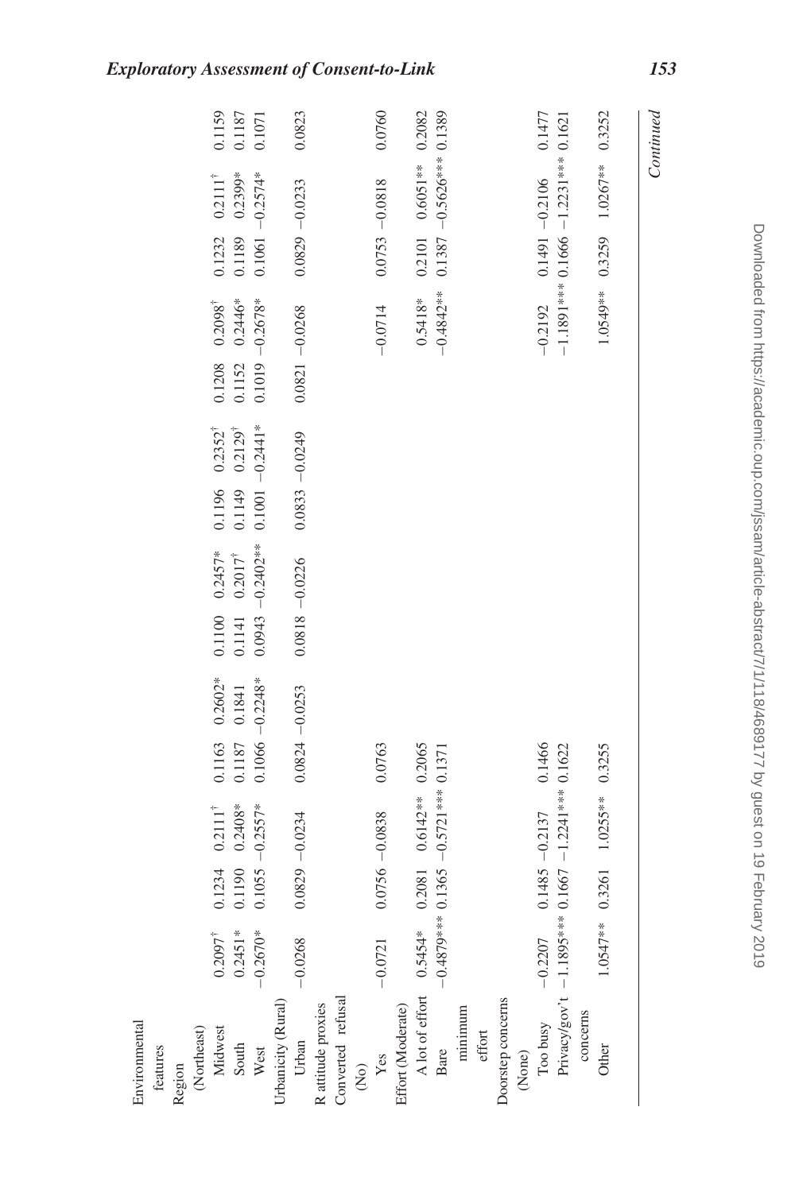| | | | | | | | | | | | | | | |
|---|---|---|---|---|---|---|---|---|---|---|---|---|---|---|
| Environmental features | | | | | | | | | | | | | | |
| Region (Northeast) | | | | | | | | | | | | | | |
| Midwest | 0.2097† | 0.1234 | 0.2111† | 0.1163 | 0.2602* | 0.1100 | 0.2457* | 0.1196 | 0.2352† | 0.1208 | 0.2098† | 0.1232 | 0.2111† | 0.1159 |
| South | 0.2451* | 0.1190 | 0.2408* | 0.1187 | 0.1841 | 0.1141 | 0.2017† | 0.1149 | 0.2129† | 0.1152 | 0.2446* | 0.1189 | 0.2399* | 0.1187 |
| West | −0.2670* | 0.1055 | −0.2557* | 0.1066 | −0.2248* | 0.0943 | −0.2402** | 0.1001 | −0.2441* | 0.1019 | −0.2678* | 0.1061 | −0.2574* | 0.1071 |
| Urbanicity (Rural) | | | | | | | | | | | | | | |
| Urban | −0.0268 | 0.0829 | −0.0234 | 0.0824 | −0.0253 | 0.0818 | −0.0226 | 0.0833 | −0.0249 | 0.0821 | −0.0268 | 0.0829 | −0.0233 | 0.0823 |
| R attitude proxies | | | | | | | | | | | | | | |
| Converted refusal (No) | | | | | | | | | | | | | | |
| Yes | −0.0721 | 0.0756 | −0.0838 | 0.0763 | | | | | | | −0.0714 | 0.0753 | −0.0818 | 0.0760 |
| Effort (Moderate) | | | | | | | | | | | | | | |
| A lot of effort | 0.5454* | 0.2081 | 0.6142** | 0.2065 | | | | | | | 0.5418* | 0.2101 | 0.6051** | 0.2082 |
| Bare minimum effort | −0.4879*** | 0.1365 | −0.5721*** | 0.1371 | | | | | | | −0.4842** | 0.1387 | −0.5626*** | 0.1389 |
| Doorstep concerns (None) | | | | | | | | | | | | | | |
| Too busy | −0.2207 | 0.1485 | −0.2137 | 0.1466 | | | | | | | −0.2192 | 0.1491 | −0.2106 | 0.1477 |
| Privacy/gov't concerns | −1.1895*** | 0.1667 | −1.2241*** | 0.1622 | | | | | | | −1.1891*** | 0.1666 | −1.2231*** | 0.1621 |
| Other | 1.0547** | 0.3261 | 1.0255** | 0.3255 | | | | | | | 1.0549** | 0.3259 | 1.0267** | 0.3252 |

*Continued*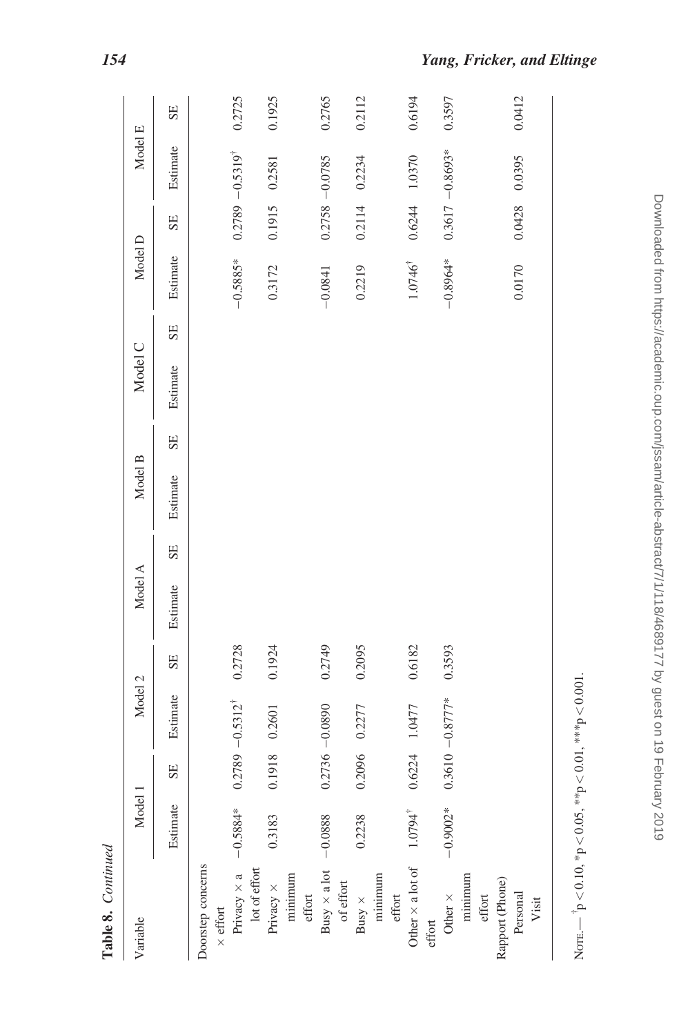**Table 8.** *Continued*

| Variable | Model 1 | | Model 2 | | Model A | | Model B | | Model C | | Model D | | Model E | |
|---|---|---|---|---|---|---|---|---|---|---|---|---|---|---|
| | Estimate | SE | Estimate | SE | Estimate | SE | Estimate | SE | Estimate | SE | Estimate | SE | Estimate | SE |
| Doorstep concerns × effort | | | | | | | | | | | | | | |
| Privacy × a lot of effort | −0.5884* | 0.2789 | −0.5312[†] | 0.2728 | | | | | | | −0.5885* | 0.2789 | −0.5319[†] | 0.2725 |
| Privacy × minimum effort | 0.3183 | 0.1918 | 0.2601 | 0.1924 | | | | | | | 0.3172 | 0.1915 | 0.2581 | 0.1925 |
| Busy × a lot of effort | −0.0888 | 0.2736 | −0.0890 | 0.2749 | | | | | | | −0.0841 | 0.2758 | −0.0785 | 0.2765 |
| Busy × minimum effort | 0.2238 | 0.2096 | 0.2277 | 0.2095 | | | | | | | 0.2219 | 0.2114 | 0.2234 | 0.2112 |
| Other × a lot of effort | 1.0794[†] | 0.6224 | 1.0477 | 0.6182 | | | | | | | 1.0746[†] | 0.6244 | 1.0370 | 0.6194 |
| Other × minimum effort | −0.9002* | 0.3610 | −0.8777* | 0.3593 | | | | | | | −0.8964* | 0.3617 | −0.8693* | 0.3597 |
| Rapport (Phone) | | | | | | | | | | | | | | |
| Personal Visit | | | | | | | | | | | 0.0170 | 0.0428 | 0.0395 | 0.0412 |

Note.—[†]$p < 0.10$, *$p < 0.05$, **$p < 0.01$, ***$p < 0.001$.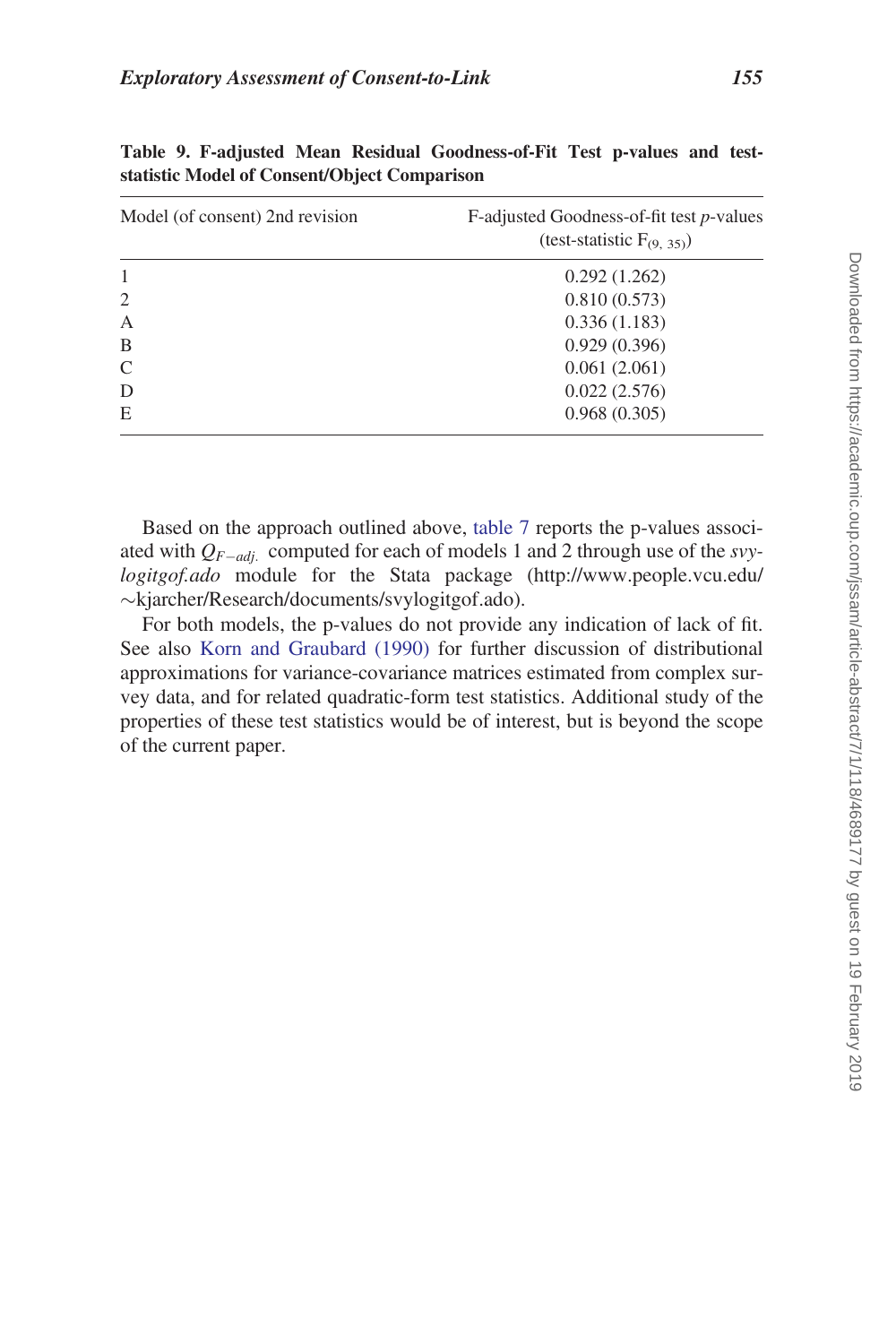**Table 9. F-adjusted Mean Residual Goodness-of-Fit Test p-values and test-statistic Model of Consent/Object Comparison**

| Model (of consent) 2nd revision | F-adjusted Goodness-of-fit test *p*-values (test-statistic $F_{(9, 35)}$) |
|---|---|
| 1 | 0.292 (1.262) |
| 2 | 0.810 (0.573) |
| A | 0.336 (1.183) |
| B | 0.929 (0.396) |
| C | 0.061 (2.061) |
| D | 0.022 (2.576) |
| E | 0.968 (0.305) |

Based on the approach outlined above, table 7 reports the p-values associated with $Q_{F-adj.}$ computed for each of models 1 and 2 through use of the *svylogitgof.ado* module for the Stata package (http://www.people.vcu.edu/~kjarcher/Research/documents/svylogitgof.ado).

For both models, the p-values do not provide any indication of lack of fit. See also Korn and Graubard (1990) for further discussion of distributional approximations for variance-covariance matrices estimated from complex survey data, and for related quadratic-form test statistics. Additional study of the properties of these test statistics would be of interest, but is beyond the scope of the current paper.